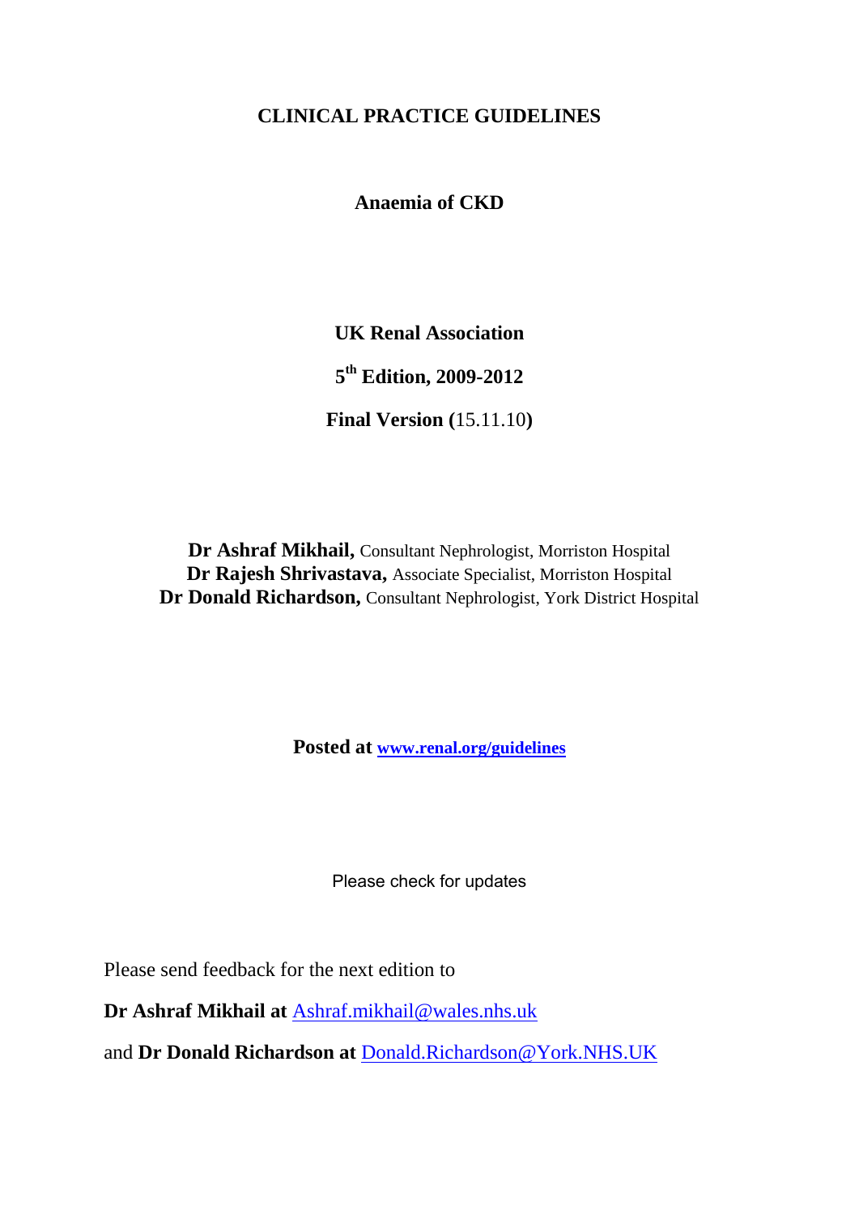# CLINICAL PRACTICE GUIDELINES

## Anaemia of CKD

**UK Renal Association**

**5th Edition, 2009-2012**

**Final Version (**15.11.10**)**

**Dr Ashraf Mikhail,** Consultant Nephrologist, Morriston Hospital
**Dr Rajesh Shrivastava,** Associate Specialist, Morriston Hospital
**Dr Donald Richardson,** Consultant Nephrologist, York District Hospital

**Posted at [www.renal.org/guidelines](www.renal.org/guidelines)**

Please check for updates

Please send feedback for the next edition to

**Dr Ashraf Mikhail at** Ashraf.mikhail@wales.nhs.uk

and **Dr Donald Richardson at** Donald.Richardson@York.NHS.UK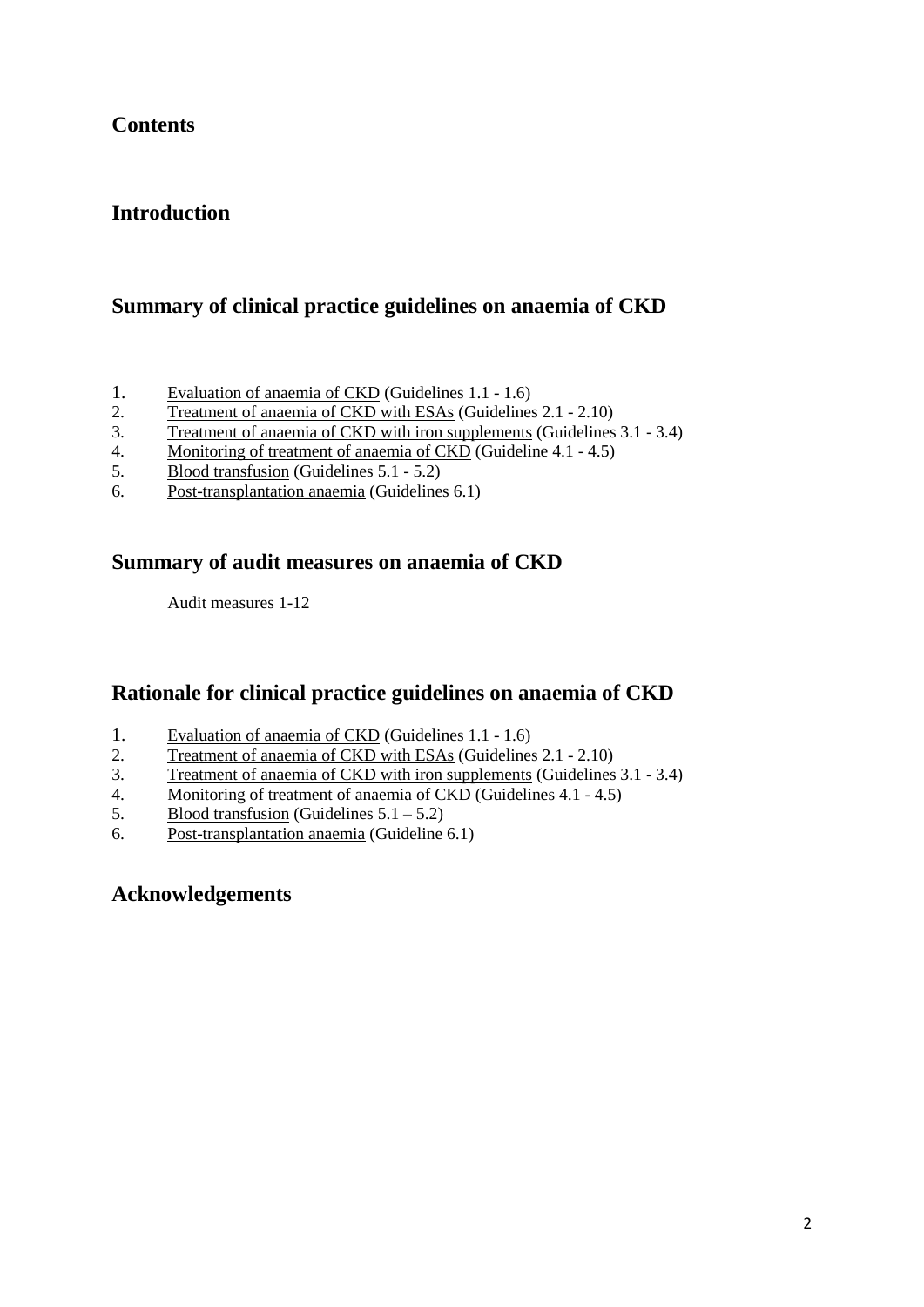## Contents

## Introduction

## Summary of clinical practice guidelines on anaemia of CKD

1. Evaluation of anaemia of CKD (Guidelines 1.1 - 1.6)
2. Treatment of anaemia of CKD with ESAs (Guidelines 2.1 - 2.10)
3. Treatment of anaemia of CKD with iron supplements (Guidelines 3.1 - 3.4)
4. Monitoring of treatment of anaemia of CKD (Guideline 4.1 - 4.5)
5. Blood transfusion (Guidelines 5.1 - 5.2)
6. Post-transplantation anaemia (Guidelines 6.1)

## Summary of audit measures on anaemia of CKD

Audit measures 1-12

## Rationale for clinical practice guidelines on anaemia of CKD

1. Evaluation of anaemia of CKD (Guidelines 1.1 - 1.6)
2. Treatment of anaemia of CKD with ESAs (Guidelines 2.1 - 2.10)
3. Treatment of anaemia of CKD with iron supplements (Guidelines 3.1 - 3.4)
4. Monitoring of treatment of anaemia of CKD (Guidelines 4.1 - 4.5)
5. Blood transfusion (Guidelines 5.1 – 5.2)
6. Post-transplantation anaemia (Guideline 6.1)

## Acknowledgements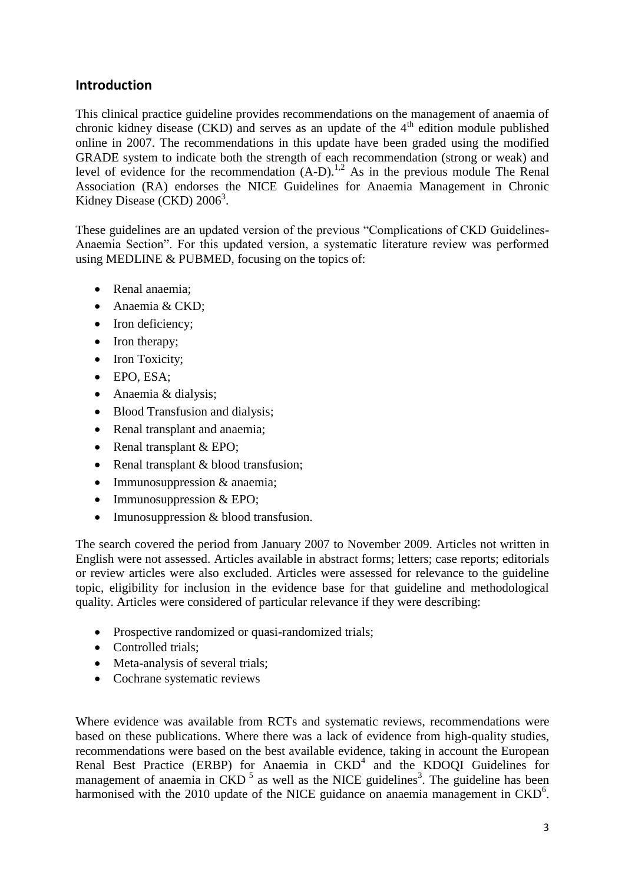## Introduction

This clinical practice guideline provides recommendations on the management of anaemia of chronic kidney disease (CKD) and serves as an update of the 4th edition module published online in 2007. The recommendations in this update have been graded using the modified GRADE system to indicate both the strength of each recommendation (strong or weak) and level of evidence for the recommendation (A-D).[1,2] As in the previous module The Renal Association (RA) endorses the NICE Guidelines for Anaemia Management in Chronic Kidney Disease (CKD) 2006[3].

These guidelines are an updated version of the previous "Complications of CKD Guidelines-Anaemia Section". For this updated version, a systematic literature review was performed using MEDLINE & PUBMED, focusing on the topics of:

- Renal anaemia;
- Anaemia & CKD;
- Iron deficiency;
- Iron therapy;
- Iron Toxicity;
- EPO, ESA;
- Anaemia & dialysis;
- Blood Transfusion and dialysis;
- Renal transplant and anaemia;
- Renal transplant & EPO;
- Renal transplant & blood transfusion;
- Immunosuppression & anaemia;
- Immunosuppression & EPO;
- Imunosuppression & blood transfusion.

The search covered the period from January 2007 to November 2009. Articles not written in English were not assessed. Articles available in abstract forms; letters; case reports; editorials or review articles were also excluded. Articles were assessed for relevance to the guideline topic, eligibility for inclusion in the evidence base for that guideline and methodological quality. Articles were considered of particular relevance if they were describing:

- Prospective randomized or quasi-randomized trials;
- Controlled trials;
- Meta-analysis of several trials;
- Cochrane systematic reviews

Where evidence was available from RCTs and systematic reviews, recommendations were based on these publications. Where there was a lack of evidence from high-quality studies, recommendations were based on the best available evidence, taking in account the European Renal Best Practice (ERBP) for Anaemia in CKD[4] and the KDOQI Guidelines for management of anaemia in CKD [5] as well as the NICE guidelines[3]. The guideline has been harmonised with the 2010 update of the NICE guidance on anaemia management in CKD[6].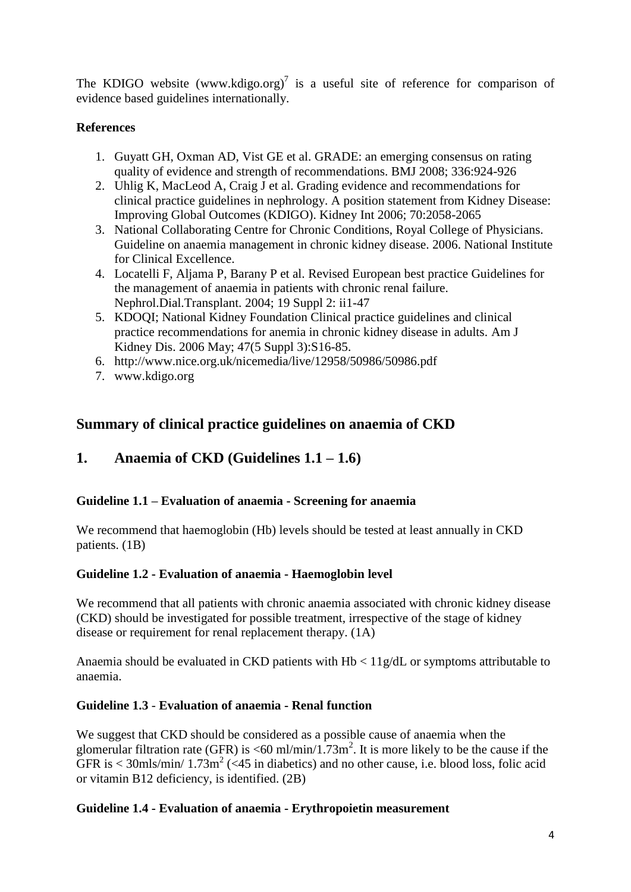The KDIGO website (www.kdigo.org)[7] is a useful site of reference for comparison of evidence based guidelines internationally.

**References**

1. Guyatt GH, Oxman AD, Vist GE et al. GRADE: an emerging consensus on rating quality of evidence and strength of recommendations. BMJ 2008; 336:924-926
2. Uhlig K, MacLeod A, Craig J et al. Grading evidence and recommendations for clinical practice guidelines in nephrology. A position statement from Kidney Disease: Improving Global Outcomes (KDIGO). Kidney Int 2006; 70:2058-2065
3. National Collaborating Centre for Chronic Conditions, Royal College of Physicians. Guideline on anaemia management in chronic kidney disease. 2006. National Institute for Clinical Excellence.
4. Locatelli F, Aljama P, Barany P et al. Revised European best practice Guidelines for the management of anaemia in patients with chronic renal failure. Nephrol.Dial.Transplant. 2004; 19 Suppl 2: ii1-47
5. KDOQI; National Kidney Foundation Clinical practice guidelines and clinical practice recommendations for anemia in chronic kidney disease in adults. Am J Kidney Dis. 2006 May; 47(5 Suppl 3):S16-85.
6. http://www.nice.org.uk/nicemedia/live/12958/50986/50986.pdf
7. www.kdigo.org

## Summary of clinical practice guidelines on anaemia of CKD

## 1. Anaemia of CKD (Guidelines 1.1 – 1.6)

### Guideline 1.1 – Evaluation of anaemia - Screening for anaemia

We recommend that haemoglobin (Hb) levels should be tested at least annually in CKD patients. (1B)

### Guideline 1.2 - Evaluation of anaemia - Haemoglobin level

We recommend that all patients with chronic anaemia associated with chronic kidney disease (CKD) should be investigated for possible treatment, irrespective of the stage of kidney disease or requirement for renal replacement therapy. (1A)

Anaemia should be evaluated in CKD patients with Hb < 11g/dL or symptoms attributable to anaemia.

### Guideline 1.3 - Evaluation of anaemia - Renal function

We suggest that CKD should be considered as a possible cause of anaemia when the glomerular filtration rate (GFR) is <60 ml/min/1.73m$^2$. It is more likely to be the cause if the GFR is < 30mls/min/ 1.73m$^2$ (<45 in diabetics) and no other cause, i.e. blood loss, folic acid or vitamin B12 deficiency, is identified. (2B)

### Guideline 1.4 - Evaluation of anaemia - Erythropoietin measurement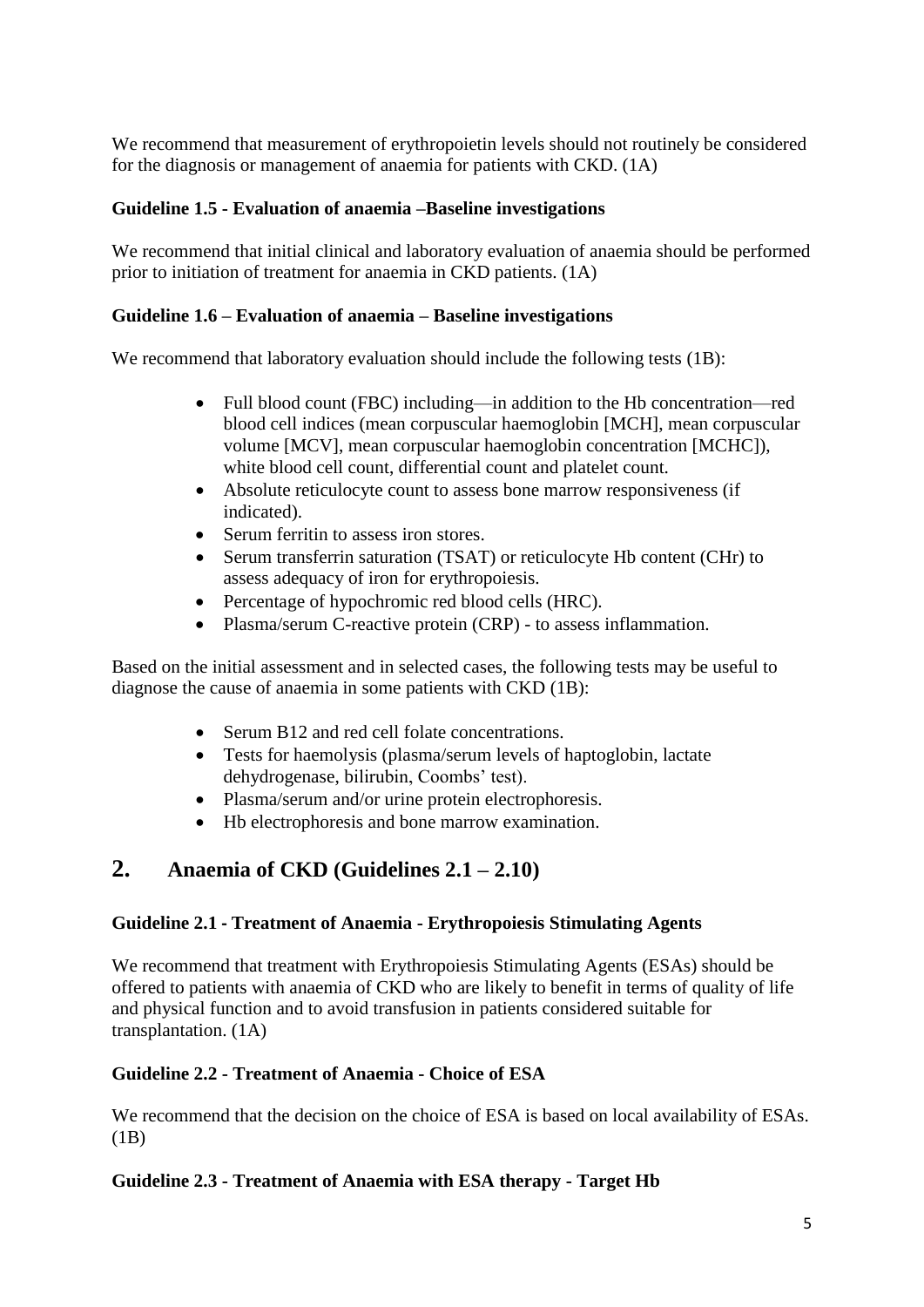We recommend that measurement of erythropoietin levels should not routinely be considered for the diagnosis or management of anaemia for patients with CKD. (1A)

**Guideline 1.5 - Evaluation of anaemia –Baseline investigations**

We recommend that initial clinical and laboratory evaluation of anaemia should be performed prior to initiation of treatment for anaemia in CKD patients. (1A)

**Guideline 1.6 – Evaluation of anaemia – Baseline investigations**

We recommend that laboratory evaluation should include the following tests (1B):

- Full blood count (FBC) including—in addition to the Hb concentration—red blood cell indices (mean corpuscular haemoglobin [MCH], mean corpuscular volume [MCV], mean corpuscular haemoglobin concentration [MCHC]), white blood cell count, differential count and platelet count.
- Absolute reticulocyte count to assess bone marrow responsiveness (if indicated).
- Serum ferritin to assess iron stores.
- Serum transferrin saturation (TSAT) or reticulocyte Hb content (CHr) to assess adequacy of iron for erythropoiesis.
- Percentage of hypochromic red blood cells (HRC).
- Plasma/serum C-reactive protein (CRP) - to assess inflammation.

Based on the initial assessment and in selected cases, the following tests may be useful to diagnose the cause of anaemia in some patients with CKD (1B):

- Serum B12 and red cell folate concentrations.
- Tests for haemolysis (plasma/serum levels of haptoglobin, lactate dehydrogenase, bilirubin, Coombs' test).
- Plasma/serum and/or urine protein electrophoresis.
- Hb electrophoresis and bone marrow examination.

## 2. Anaemia of CKD (Guidelines 2.1 – 2.10)

**Guideline 2.1 - Treatment of Anaemia - Erythropoiesis Stimulating Agents**

We recommend that treatment with Erythropoiesis Stimulating Agents (ESAs) should be offered to patients with anaemia of CKD who are likely to benefit in terms of quality of life and physical function and to avoid transfusion in patients considered suitable for transplantation. (1A)

**Guideline 2.2 - Treatment of Anaemia - Choice of ESA**

We recommend that the decision on the choice of ESA is based on local availability of ESAs. (1B)

**Guideline 2.3 - Treatment of Anaemia with ESA therapy - Target Hb**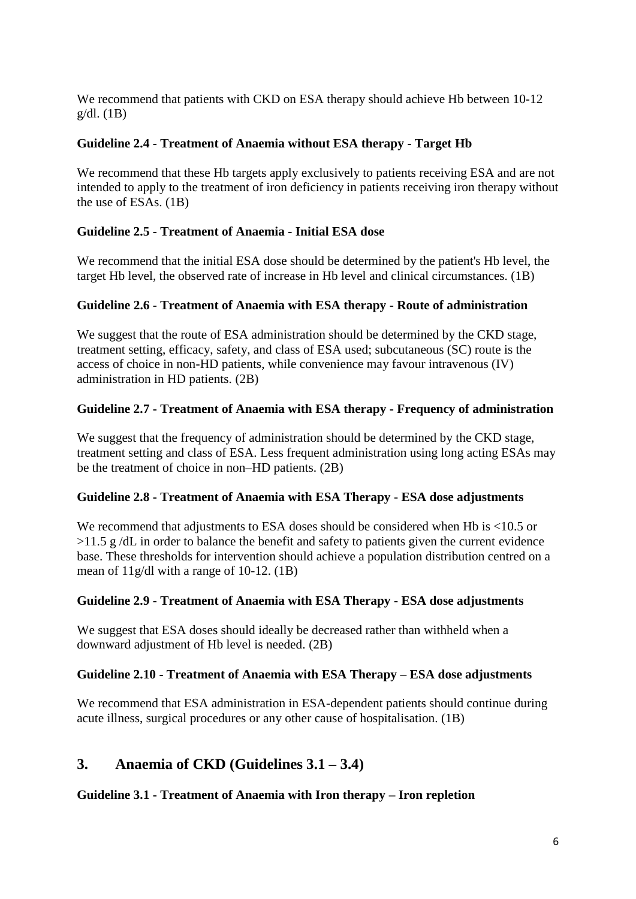We recommend that patients with CKD on ESA therapy should achieve Hb between 10-12 g/dl. (1B)

**Guideline 2.4 - Treatment of Anaemia without ESA therapy - Target Hb**

We recommend that these Hb targets apply exclusively to patients receiving ESA and are not intended to apply to the treatment of iron deficiency in patients receiving iron therapy without the use of ESAs. (1B)

**Guideline 2.5 - Treatment of Anaemia - Initial ESA dose**

We recommend that the initial ESA dose should be determined by the patient's Hb level, the target Hb level, the observed rate of increase in Hb level and clinical circumstances. (1B)

**Guideline 2.6 - Treatment of Anaemia with ESA therapy - Route of administration**

We suggest that the route of ESA administration should be determined by the CKD stage, treatment setting, efficacy, safety, and class of ESA used; subcutaneous (SC) route is the access of choice in non-HD patients, while convenience may favour intravenous (IV) administration in HD patients. (2B)

**Guideline 2.7 - Treatment of Anaemia with ESA therapy - Frequency of administration**

We suggest that the frequency of administration should be determined by the CKD stage, treatment setting and class of ESA. Less frequent administration using long acting ESAs may be the treatment of choice in non–HD patients. (2B)

**Guideline 2.8 - Treatment of Anaemia with ESA Therapy - ESA dose adjustments**

We recommend that adjustments to ESA doses should be considered when Hb is <10.5 or >11.5 g /dL in order to balance the benefit and safety to patients given the current evidence base. These thresholds for intervention should achieve a population distribution centred on a mean of 11g/dl with a range of 10-12. (1B)

**Guideline 2.9 - Treatment of Anaemia with ESA Therapy - ESA dose adjustments**

We suggest that ESA doses should ideally be decreased rather than withheld when a downward adjustment of Hb level is needed. (2B)

**Guideline 2.10 - Treatment of Anaemia with ESA Therapy – ESA dose adjustments**

We recommend that ESA administration in ESA-dependent patients should continue during acute illness, surgical procedures or any other cause of hospitalisation. (1B)

## 3. Anaemia of CKD (Guidelines 3.1 – 3.4)

**Guideline 3.1 - Treatment of Anaemia with Iron therapy – Iron repletion**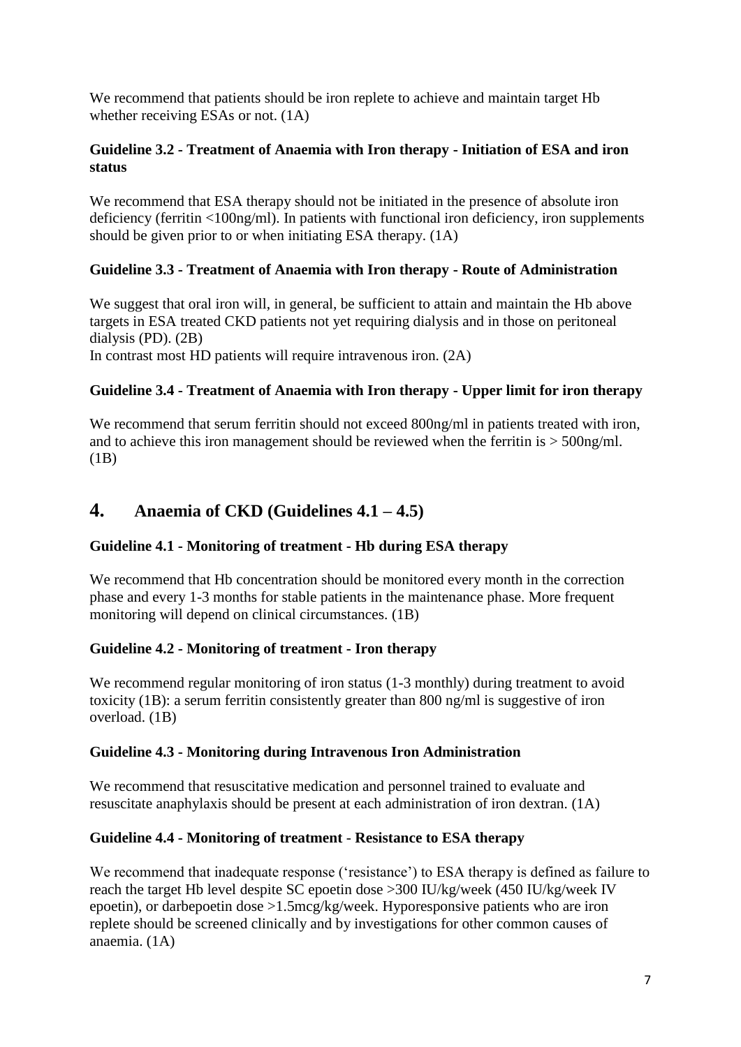We recommend that patients should be iron replete to achieve and maintain target Hb whether receiving ESAs or not. (1A)

**Guideline 3.2 - Treatment of Anaemia with Iron therapy - Initiation of ESA and iron status**

We recommend that ESA therapy should not be initiated in the presence of absolute iron deficiency (ferritin <100ng/ml). In patients with functional iron deficiency, iron supplements should be given prior to or when initiating ESA therapy. (1A)

**Guideline 3.3 - Treatment of Anaemia with Iron therapy - Route of Administration**

We suggest that oral iron will, in general, be sufficient to attain and maintain the Hb above targets in ESA treated CKD patients not yet requiring dialysis and in those on peritoneal dialysis (PD). (2B)
In contrast most HD patients will require intravenous iron. (2A)

**Guideline 3.4 - Treatment of Anaemia with Iron therapy - Upper limit for iron therapy**

We recommend that serum ferritin should not exceed 800ng/ml in patients treated with iron, and to achieve this iron management should be reviewed when the ferritin is > 500ng/ml. (1B)

# 4. Anaemia of CKD (Guidelines 4.1 – 4.5)

**Guideline 4.1 - Monitoring of treatment - Hb during ESA therapy**

We recommend that Hb concentration should be monitored every month in the correction phase and every 1-3 months for stable patients in the maintenance phase. More frequent monitoring will depend on clinical circumstances. (1B)

**Guideline 4.2 - Monitoring of treatment - Iron therapy**

We recommend regular monitoring of iron status (1-3 monthly) during treatment to avoid toxicity (1B): a serum ferritin consistently greater than 800 ng/ml is suggestive of iron overload. (1B)

**Guideline 4.3 - Monitoring during Intravenous Iron Administration**

We recommend that resuscitative medication and personnel trained to evaluate and resuscitate anaphylaxis should be present at each administration of iron dextran. (1A)

**Guideline 4.4 - Monitoring of treatment - Resistance to ESA therapy**

We recommend that inadequate response ('resistance') to ESA therapy is defined as failure to reach the target Hb level despite SC epoetin dose >300 IU/kg/week (450 IU/kg/week IV epoetin), or darbepoetin dose >1.5mcg/kg/week. Hyporesponsive patients who are iron replete should be screened clinically and by investigations for other common causes of anaemia. (1A)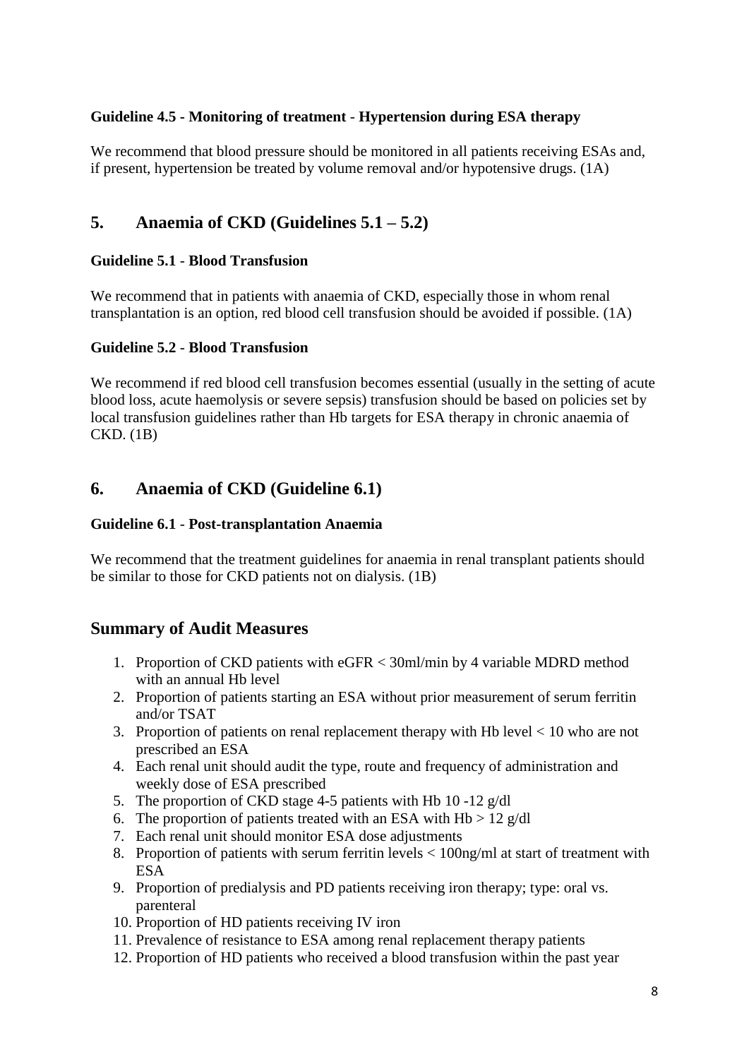**Guideline 4.5 - Monitoring of treatment - Hypertension during ESA therapy**

We recommend that blood pressure should be monitored in all patients receiving ESAs and, if present, hypertension be treated by volume removal and/or hypotensive drugs. (1A)

## 5. Anaemia of CKD (Guidelines 5.1 – 5.2)

**Guideline 5.1 - Blood Transfusion**

We recommend that in patients with anaemia of CKD, especially those in whom renal transplantation is an option, red blood cell transfusion should be avoided if possible. (1A)

**Guideline 5.2 - Blood Transfusion**

We recommend if red blood cell transfusion becomes essential (usually in the setting of acute blood loss, acute haemolysis or severe sepsis) transfusion should be based on policies set by local transfusion guidelines rather than Hb targets for ESA therapy in chronic anaemia of CKD. (1B)

## 6. Anaemia of CKD (Guideline 6.1)

**Guideline 6.1 - Post-transplantation Anaemia**

We recommend that the treatment guidelines for anaemia in renal transplant patients should be similar to those for CKD patients not on dialysis. (1B)

## Summary of Audit Measures

1. Proportion of CKD patients with eGFR < 30ml/min by 4 variable MDRD method with an annual Hb level
2. Proportion of patients starting an ESA without prior measurement of serum ferritin and/or TSAT
3. Proportion of patients on renal replacement therapy with Hb level < 10 who are not prescribed an ESA
4. Each renal unit should audit the type, route and frequency of administration and weekly dose of ESA prescribed
5. The proportion of CKD stage 4-5 patients with Hb 10 -12 g/dl
6. The proportion of patients treated with an ESA with Hb > 12 g/dl
7. Each renal unit should monitor ESA dose adjustments
8. Proportion of patients with serum ferritin levels < 100ng/ml at start of treatment with ESA
9. Proportion of predialysis and PD patients receiving iron therapy; type: oral vs. parenteral
10. Proportion of HD patients receiving IV iron
11. Prevalence of resistance to ESA among renal replacement therapy patients
12. Proportion of HD patients who received a blood transfusion within the past year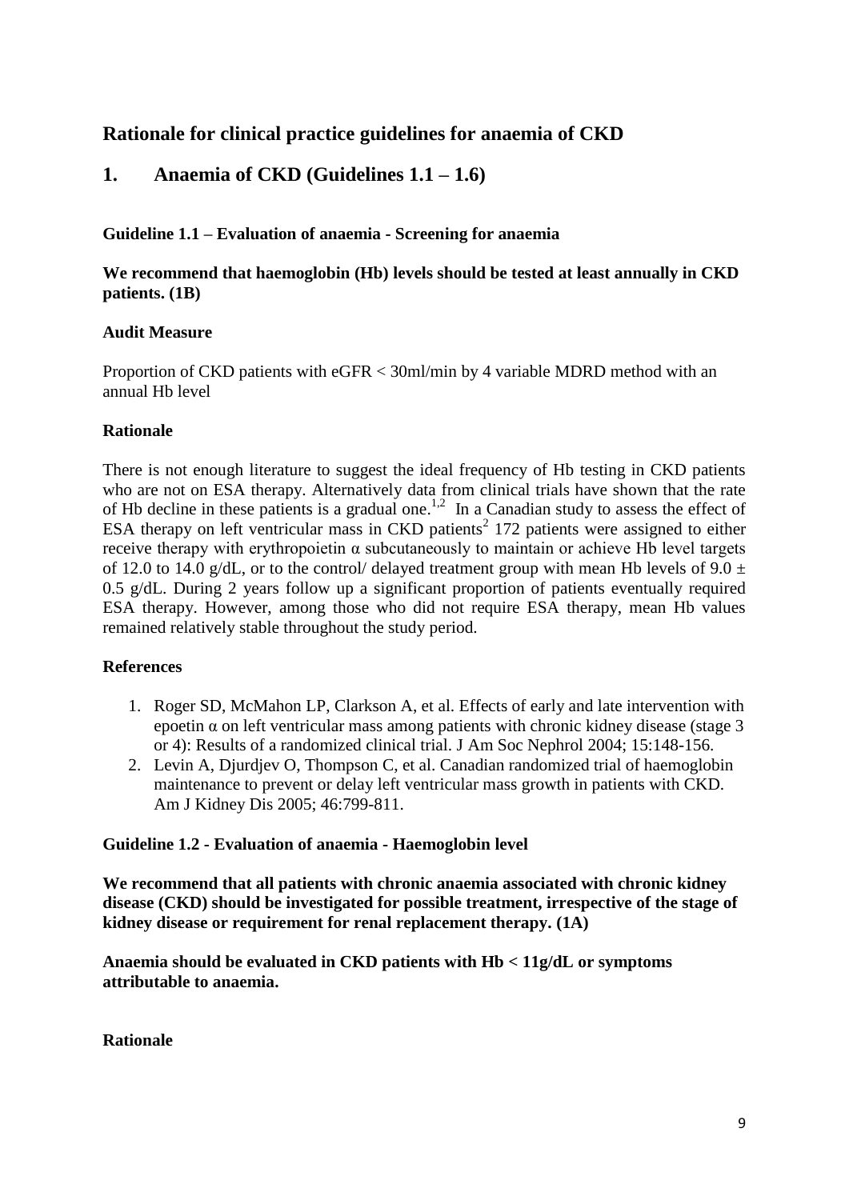# Rationale for clinical practice guidelines for anaemia of CKD

## 1. Anaemia of CKD (Guidelines 1.1 – 1.6)

### Guideline 1.1 – Evaluation of anaemia - Screening for anaemia

**We recommend that haemoglobin (Hb) levels should be tested at least annually in CKD patients. (1B)**

#### Audit Measure

Proportion of CKD patients with eGFR < 30ml/min by 4 variable MDRD method with an annual Hb level

#### Rationale

There is not enough literature to suggest the ideal frequency of Hb testing in CKD patients who are not on ESA therapy. Alternatively data from clinical trials have shown that the rate of Hb decline in these patients is a gradual one.[1,2] In a Canadian study to assess the effect of ESA therapy on left ventricular mass in CKD patients[2] 172 patients were assigned to either receive therapy with erythropoietin α subcutaneously to maintain or achieve Hb level targets of 12.0 to 14.0 g/dL, or to the control/ delayed treatment group with mean Hb levels of $9.0 \pm 0.5$ g/dL. During 2 years follow up a significant proportion of patients eventually required ESA therapy. However, among those who did not require ESA therapy, mean Hb values remained relatively stable throughout the study period.

#### References

1. Roger SD, McMahon LP, Clarkson A, et al. Effects of early and late intervention with epoetin α on left ventricular mass among patients with chronic kidney disease (stage 3 or 4): Results of a randomized clinical trial. J Am Soc Nephrol 2004; 15:148-156.
2. Levin A, Djurdjev O, Thompson C, et al. Canadian randomized trial of haemoglobin maintenance to prevent or delay left ventricular mass growth in patients with CKD. Am J Kidney Dis 2005; 46:799-811.

### Guideline 1.2 - Evaluation of anaemia - Haemoglobin level

**We recommend that all patients with chronic anaemia associated with chronic kidney disease (CKD) should be investigated for possible treatment, irrespective of the stage of kidney disease or requirement for renal replacement therapy. (1A)**

**Anaemia should be evaluated in CKD patients with Hb < 11g/dL or symptoms attributable to anaemia.**

#### Rationale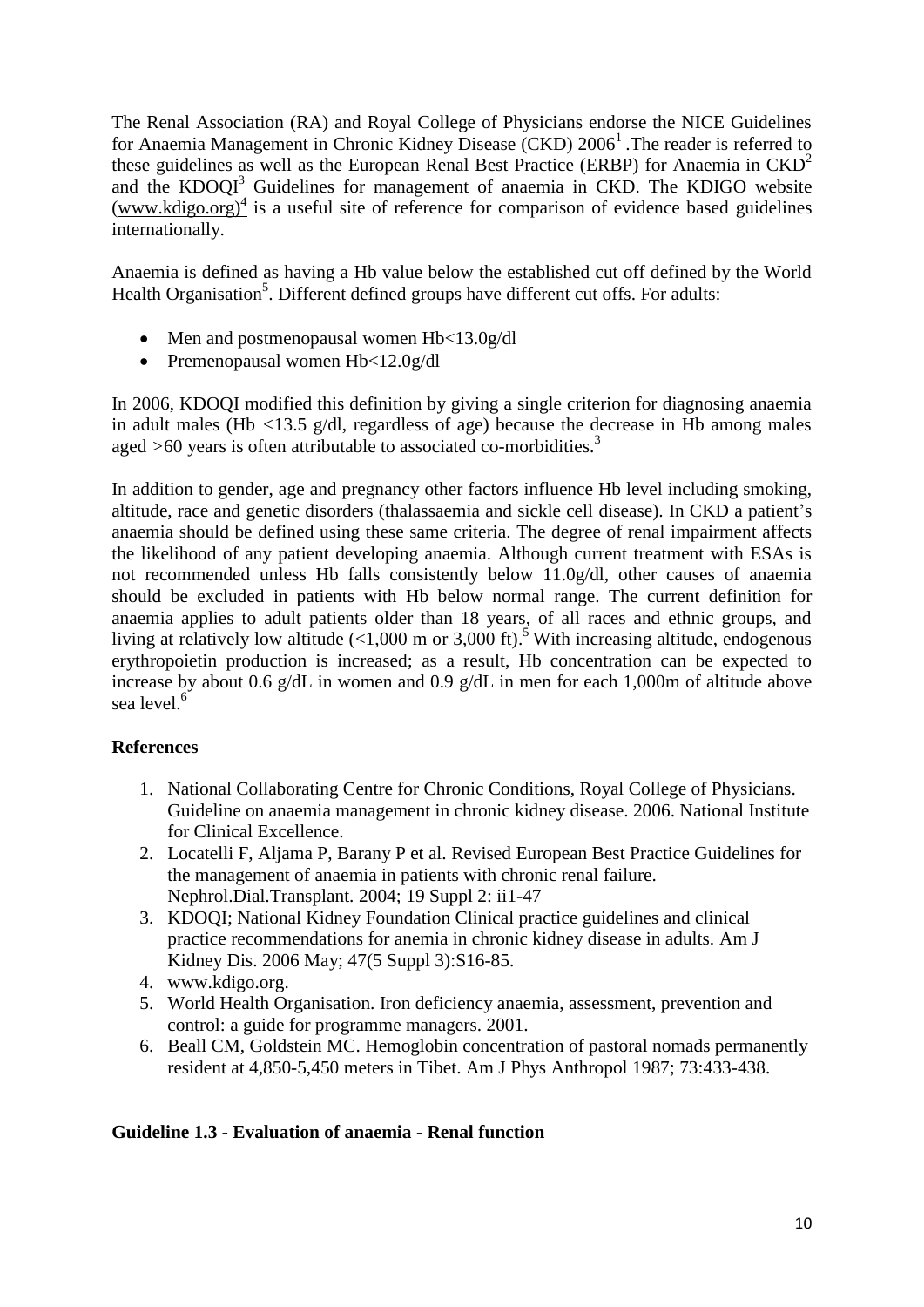The Renal Association (RA) and Royal College of Physicians endorse the NICE Guidelines for Anaemia Management in Chronic Kidney Disease (CKD) 2006[1] .The reader is referred to these guidelines as well as the European Renal Best Practice (ERBP) for Anaemia in CKD[2] and the KDOQI[3] Guidelines for management of anaemia in CKD. The KDIGO website (www.kdigo.org)[4] is a useful site of reference for comparison of evidence based guidelines internationally.

Anaemia is defined as having a Hb value below the established cut off defined by the World Health Organisation[5]. Different defined groups have different cut offs. For adults:

- Men and postmenopausal women Hb<13.0g/dl
- Premenopausal women Hb<12.0g/dl

In 2006, KDOQI modified this definition by giving a single criterion for diagnosing anaemia in adult males (Hb <13.5 g/dl, regardless of age) because the decrease in Hb among males aged >60 years is often attributable to associated co-morbidities.[3]

In addition to gender, age and pregnancy other factors influence Hb level including smoking, altitude, race and genetic disorders (thalassaemia and sickle cell disease). In CKD a patient's anaemia should be defined using these same criteria. The degree of renal impairment affects the likelihood of any patient developing anaemia. Although current treatment with ESAs is not recommended unless Hb falls consistently below 11.0g/dl, other causes of anaemia should be excluded in patients with Hb below normal range. The current definition for anaemia applies to adult patients older than 18 years, of all races and ethnic groups, and living at relatively low altitude (<1,000 m or 3,000 ft).[5] With increasing altitude, endogenous erythropoietin production is increased; as a result, Hb concentration can be expected to increase by about 0.6 g/dL in women and 0.9 g/dL in men for each 1,000m of altitude above sea level.[6]

**References**

1. National Collaborating Centre for Chronic Conditions, Royal College of Physicians. Guideline on anaemia management in chronic kidney disease. 2006. National Institute for Clinical Excellence.
2. Locatelli F, Aljama P, Barany P et al. Revised European Best Practice Guidelines for the management of anaemia in patients with chronic renal failure. Nephrol.Dial.Transplant. 2004; 19 Suppl 2: ii1-47
3. KDOQI; National Kidney Foundation Clinical practice guidelines and clinical practice recommendations for anemia in chronic kidney disease in adults. Am J Kidney Dis. 2006 May; 47(5 Suppl 3):S16-85.
4. www.kdigo.org.
5. World Health Organisation. Iron deficiency anaemia, assessment, prevention and control: a guide for programme managers. 2001.
6. Beall CM, Goldstein MC. Hemoglobin concentration of pastoral nomads permanently resident at 4,850-5,450 meters in Tibet. Am J Phys Anthropol 1987; 73:433-438.

**Guideline 1.3 - Evaluation of anaemia - Renal function**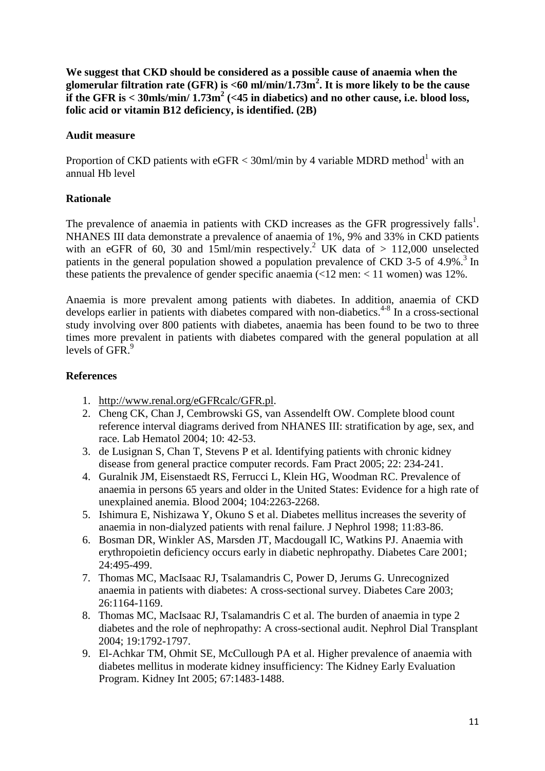**We suggest that CKD should be considered as a possible cause of anaemia when the glomerular filtration rate (GFR) is <60 ml/min/1.73m$^2$. It is more likely to be the cause if the GFR is < 30mls/min/ 1.73m$^2$ (<45 in diabetics) and no other cause, i.e. blood loss, folic acid or vitamin B12 deficiency, is identified. (2B)**

### Audit measure

Proportion of CKD patients with eGFR < 30ml/min by 4 variable MDRD method[1] with an annual Hb level

### Rationale

The prevalence of anaemia in patients with CKD increases as the GFR progressively falls[1]. NHANES III data demonstrate a prevalence of anaemia of 1%, 9% and 33% in CKD patients with an eGFR of 60, 30 and 15ml/min respectively.[2] UK data of > 112,000 unselected patients in the general population showed a population prevalence of CKD 3-5 of 4.9%.[3] In these patients the prevalence of gender specific anaemia (<12 men: < 11 women) was 12%.

Anaemia is more prevalent among patients with diabetes. In addition, anaemia of CKD develops earlier in patients with diabetes compared with non-diabetics.[4-8] In a cross-sectional study involving over 800 patients with diabetes, anaemia has been found to be two to three times more prevalent in patients with diabetes compared with the general population at all levels of GFR.[9]

### References

1. http://www.renal.org/eGFRcalc/GFR.pl.
2. Cheng CK, Chan J, Cembrowski GS, van Assendelft OW. Complete blood count reference interval diagrams derived from NHANES III: stratification by age, sex, and race. Lab Hematol 2004; 10: 42-53.
3. de Lusignan S, Chan T, Stevens P et al. Identifying patients with chronic kidney disease from general practice computer records. Fam Pract 2005; 22: 234-241.
4. Guralnik JM, Eisenstaedt RS, Ferrucci L, Klein HG, Woodman RC. Prevalence of anaemia in persons 65 years and older in the United States: Evidence for a high rate of unexplained anemia. Blood 2004; 104:2263-2268.
5. Ishimura E, Nishizawa Y, Okuno S et al. Diabetes mellitus increases the severity of anaemia in non-dialyzed patients with renal failure. J Nephrol 1998; 11:83-86.
6. Bosman DR, Winkler AS, Marsden JT, Macdougall IC, Watkins PJ. Anaemia with erythropoietin deficiency occurs early in diabetic nephropathy. Diabetes Care 2001; 24:495-499.
7. Thomas MC, MacIsaac RJ, Tsalamandris C, Power D, Jerums G. Unrecognized anaemia in patients with diabetes: A cross-sectional survey. Diabetes Care 2003; 26:1164-1169.
8. Thomas MC, MacIsaac RJ, Tsalamandris C et al. The burden of anaemia in type 2 diabetes and the role of nephropathy: A cross-sectional audit. Nephrol Dial Transplant 2004; 19:1792-1797.
9. El-Achkar TM, Ohmit SE, McCullough PA et al. Higher prevalence of anaemia with diabetes mellitus in moderate kidney insufficiency: The Kidney Early Evaluation Program. Kidney Int 2005; 67:1483-1488.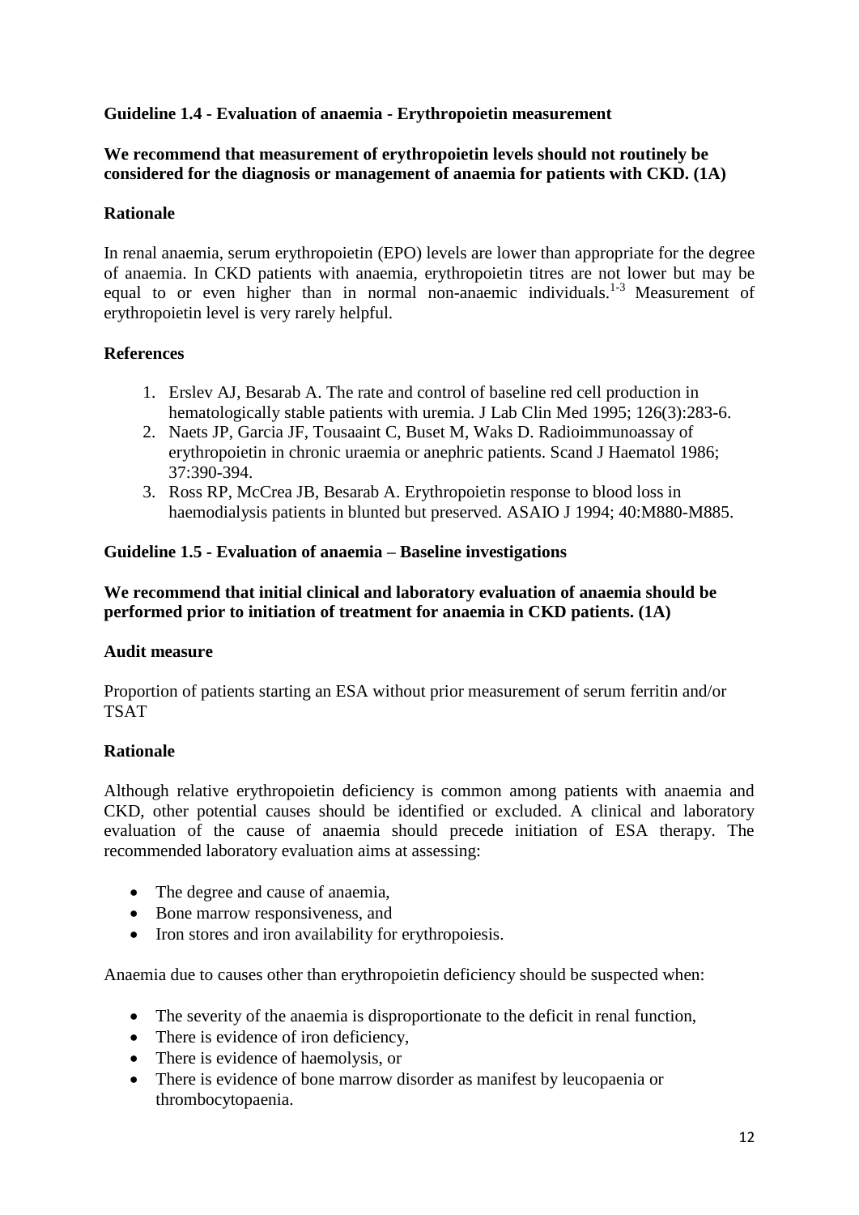## Guideline 1.4 - Evaluation of anaemia - Erythropoietin measurement

**We recommend that measurement of erythropoietin levels should not routinely be considered for the diagnosis or management of anaemia for patients with CKD. (1A)**

### Rationale

In renal anaemia, serum erythropoietin (EPO) levels are lower than appropriate for the degree of anaemia. In CKD patients with anaemia, erythropoietin titres are not lower but may be equal to or even higher than in normal non-anaemic individuals.[1-3] Measurement of erythropoietin level is very rarely helpful.

### References

1. Erslev AJ, Besarab A. The rate and control of baseline red cell production in hematologically stable patients with uremia. J Lab Clin Med 1995; 126(3):283-6.
2. Naets JP, Garcia JF, Tousaaint C, Buset M, Waks D. Radioimmunoassay of erythropoietin in chronic uraemia or anephric patients. Scand J Haematol 1986; 37:390-394.
3. Ross RP, McCrea JB, Besarab A. Erythropoietin response to blood loss in haemodialysis patients in blunted but preserved. ASAIO J 1994; 40:M880-M885.

## Guideline 1.5 - Evaluation of anaemia – Baseline investigations

**We recommend that initial clinical and laboratory evaluation of anaemia should be performed prior to initiation of treatment for anaemia in CKD patients. (1A)**

### Audit measure

Proportion of patients starting an ESA without prior measurement of serum ferritin and/or TSAT

### Rationale

Although relative erythropoietin deficiency is common among patients with anaemia and CKD, other potential causes should be identified or excluded. A clinical and laboratory evaluation of the cause of anaemia should precede initiation of ESA therapy. The recommended laboratory evaluation aims at assessing:

- The degree and cause of anaemia,
- Bone marrow responsiveness, and
- Iron stores and iron availability for erythropoiesis.

Anaemia due to causes other than erythropoietin deficiency should be suspected when:

- The severity of the anaemia is disproportionate to the deficit in renal function,
- There is evidence of iron deficiency,
- There is evidence of haemolysis, or
- There is evidence of bone marrow disorder as manifest by leucopaenia or thrombocytopaenia.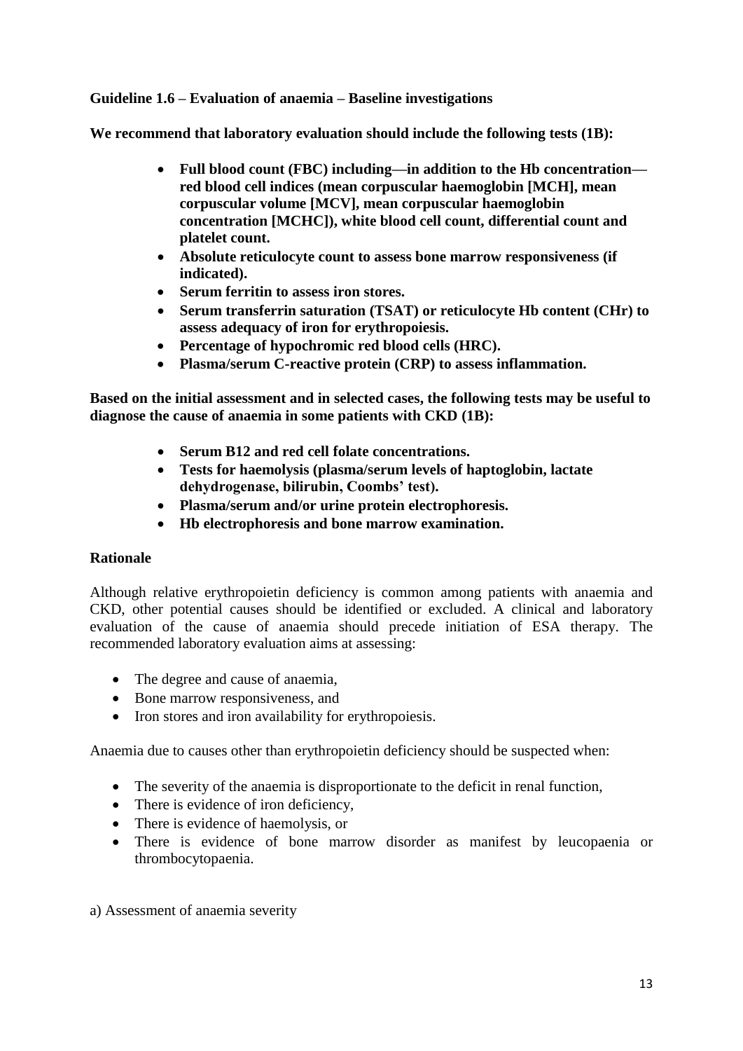**Guideline 1.6 – Evaluation of anaemia – Baseline investigations**

**We recommend that laboratory evaluation should include the following tests (1B):**

- **Full blood count (FBC) including—in addition to the Hb concentration—red blood cell indices (mean corpuscular haemoglobin [MCH], mean corpuscular volume [MCV], mean corpuscular haemoglobin concentration [MCHC]), white blood cell count, differential count and platelet count.**
- **Absolute reticulocyte count to assess bone marrow responsiveness (if indicated).**
- **Serum ferritin to assess iron stores.**
- **Serum transferrin saturation (TSAT) or reticulocyte Hb content (CHr) to assess adequacy of iron for erythropoiesis.**
- **Percentage of hypochromic red blood cells (HRC).**
- **Plasma/serum C-reactive protein (CRP) to assess inflammation.**

**Based on the initial assessment and in selected cases, the following tests may be useful to diagnose the cause of anaemia in some patients with CKD (1B):**

- **Serum B12 and red cell folate concentrations.**
- **Tests for haemolysis (plasma/serum levels of haptoglobin, lactate dehydrogenase, bilirubin, Coombs' test).**
- **Plasma/serum and/or urine protein electrophoresis.**
- **Hb electrophoresis and bone marrow examination.**

**Rationale**

Although relative erythropoietin deficiency is common among patients with anaemia and CKD, other potential causes should be identified or excluded. A clinical and laboratory evaluation of the cause of anaemia should precede initiation of ESA therapy. The recommended laboratory evaluation aims at assessing:

- The degree and cause of anaemia,
- Bone marrow responsiveness, and
- Iron stores and iron availability for erythropoiesis.

Anaemia due to causes other than erythropoietin deficiency should be suspected when:

- The severity of the anaemia is disproportionate to the deficit in renal function,
- There is evidence of iron deficiency,
- There is evidence of haemolysis, or
- There is evidence of bone marrow disorder as manifest by leucopaenia or thrombocytopaenia.

a) Assessment of anaemia severity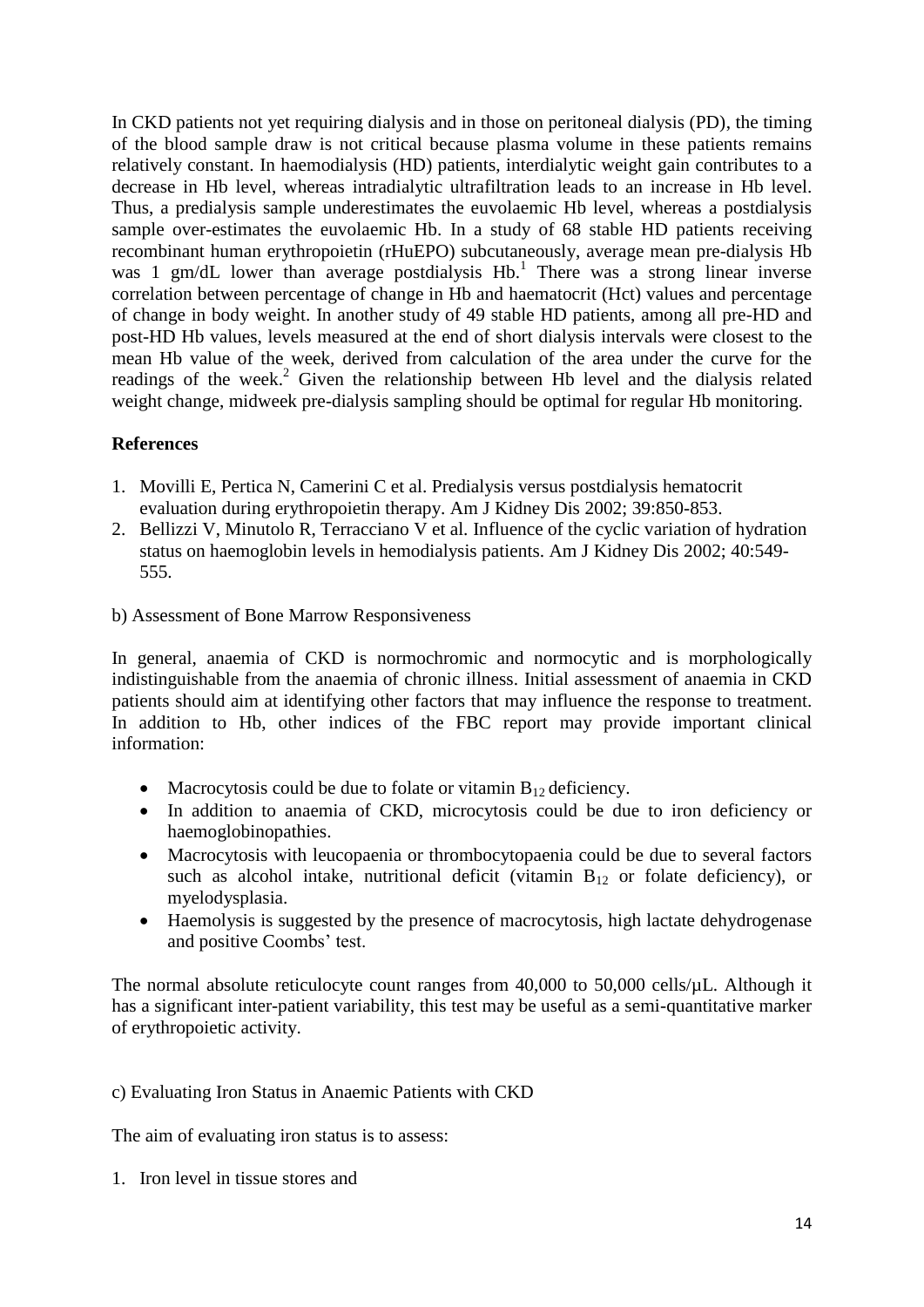In CKD patients not yet requiring dialysis and in those on peritoneal dialysis (PD), the timing of the blood sample draw is not critical because plasma volume in these patients remains relatively constant. In haemodialysis (HD) patients, interdialytic weight gain contributes to a decrease in Hb level, whereas intradialytic ultrafiltration leads to an increase in Hb level. Thus, a predialysis sample underestimates the euvolaemic Hb level, whereas a postdialysis sample over-estimates the euvolaemic Hb. In a study of 68 stable HD patients receiving recombinant human erythropoietin (rHuEPO) subcutaneously, average mean pre-dialysis Hb was 1 gm/dL lower than average postdialysis Hb.[1] There was a strong linear inverse correlation between percentage of change in Hb and haematocrit (Hct) values and percentage of change in body weight. In another study of 49 stable HD patients, among all pre-HD and post-HD Hb values, levels measured at the end of short dialysis intervals were closest to the mean Hb value of the week, derived from calculation of the area under the curve for the readings of the week.[2] Given the relationship between Hb level and the dialysis related weight change, midweek pre-dialysis sampling should be optimal for regular Hb monitoring.

**References**

1. Movilli E, Pertica N, Camerini C et al. Predialysis versus postdialysis hematocrit evaluation during erythropoietin therapy. Am J Kidney Dis 2002; 39:850-853.
2. Bellizzi V, Minutolo R, Terracciano V et al. Influence of the cyclic variation of hydration status on haemoglobin levels in hemodialysis patients. Am J Kidney Dis 2002; 40:549-555.

b) Assessment of Bone Marrow Responsiveness

In general, anaemia of CKD is normochromic and normocytic and is morphologically indistinguishable from the anaemia of chronic illness. Initial assessment of anaemia in CKD patients should aim at identifying other factors that may influence the response to treatment. In addition to Hb, other indices of the FBC report may provide important clinical information:

- Macrocytosis could be due to folate or vitamin $B_{12}$ deficiency.
- In addition to anaemia of CKD, microcytosis could be due to iron deficiency or haemoglobinopathies.
- Macrocytosis with leucopaenia or thrombocytopaenia could be due to several factors such as alcohol intake, nutritional deficit (vitamin $B_{12}$ or folate deficiency), or myelodysplasia.
- Haemolysis is suggested by the presence of macrocytosis, high lactate dehydrogenase and positive Coombs' test.

The normal absolute reticulocyte count ranges from 40,000 to 50,000 cells/µL. Although it has a significant inter-patient variability, this test may be useful as a semi-quantitative marker of erythropoietic activity.

c) Evaluating Iron Status in Anaemic Patients with CKD

The aim of evaluating iron status is to assess:

1. Iron level in tissue stores and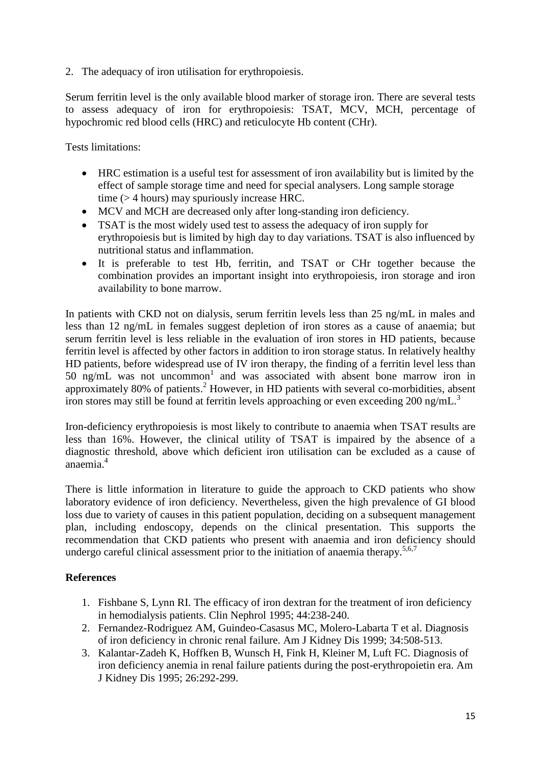2. The adequacy of iron utilisation for erythropoiesis.

Serum ferritin level is the only available blood marker of storage iron. There are several tests to assess adequacy of iron for erythropoiesis: TSAT, MCV, MCH, percentage of hypochromic red blood cells (HRC) and reticulocyte Hb content (CHr).

Tests limitations:

- HRC estimation is a useful test for assessment of iron availability but is limited by the effect of sample storage time and need for special analysers. Long sample storage time (> 4 hours) may spuriously increase HRC.
- MCV and MCH are decreased only after long-standing iron deficiency.
- TSAT is the most widely used test to assess the adequacy of iron supply for erythropoiesis but is limited by high day to day variations. TSAT is also influenced by nutritional status and inflammation.
- It is preferable to test Hb, ferritin, and TSAT or CHr together because the combination provides an important insight into erythropoiesis, iron storage and iron availability to bone marrow.

In patients with CKD not on dialysis, serum ferritin levels less than 25 ng/mL in males and less than 12 ng/mL in females suggest depletion of iron stores as a cause of anaemia; but serum ferritin level is less reliable in the evaluation of iron stores in HD patients, because ferritin level is affected by other factors in addition to iron storage status. In relatively healthy HD patients, before widespread use of IV iron therapy, the finding of a ferritin level less than 50 ng/mL was not uncommon[1] and was associated with absent bone marrow iron in approximately 80% of patients.[2] However, in HD patients with several co-morbidities, absent iron stores may still be found at ferritin levels approaching or even exceeding 200 ng/mL.[3]

Iron-deficiency erythropoiesis is most likely to contribute to anaemia when TSAT results are less than 16%. However, the clinical utility of TSAT is impaired by the absence of a diagnostic threshold, above which deficient iron utilisation can be excluded as a cause of anaemia.[4]

There is little information in literature to guide the approach to CKD patients who show laboratory evidence of iron deficiency. Nevertheless, given the high prevalence of GI blood loss due to variety of causes in this patient population, deciding on a subsequent management plan, including endoscopy, depends on the clinical presentation. This supports the recommendation that CKD patients who present with anaemia and iron deficiency should undergo careful clinical assessment prior to the initiation of anaemia therapy.[5,6,7]

## References

1. Fishbane S, Lynn RI. The efficacy of iron dextran for the treatment of iron deficiency in hemodialysis patients. Clin Nephrol 1995; 44:238-240.
2. Fernandez-Rodriguez AM, Guindeo-Casasus MC, Molero-Labarta T et al. Diagnosis of iron deficiency in chronic renal failure. Am J Kidney Dis 1999; 34:508-513.
3. Kalantar-Zadeh K, Hoffken B, Wunsch H, Fink H, Kleiner M, Luft FC. Diagnosis of iron deficiency anemia in renal failure patients during the post-erythropoietin era. Am J Kidney Dis 1995; 26:292-299.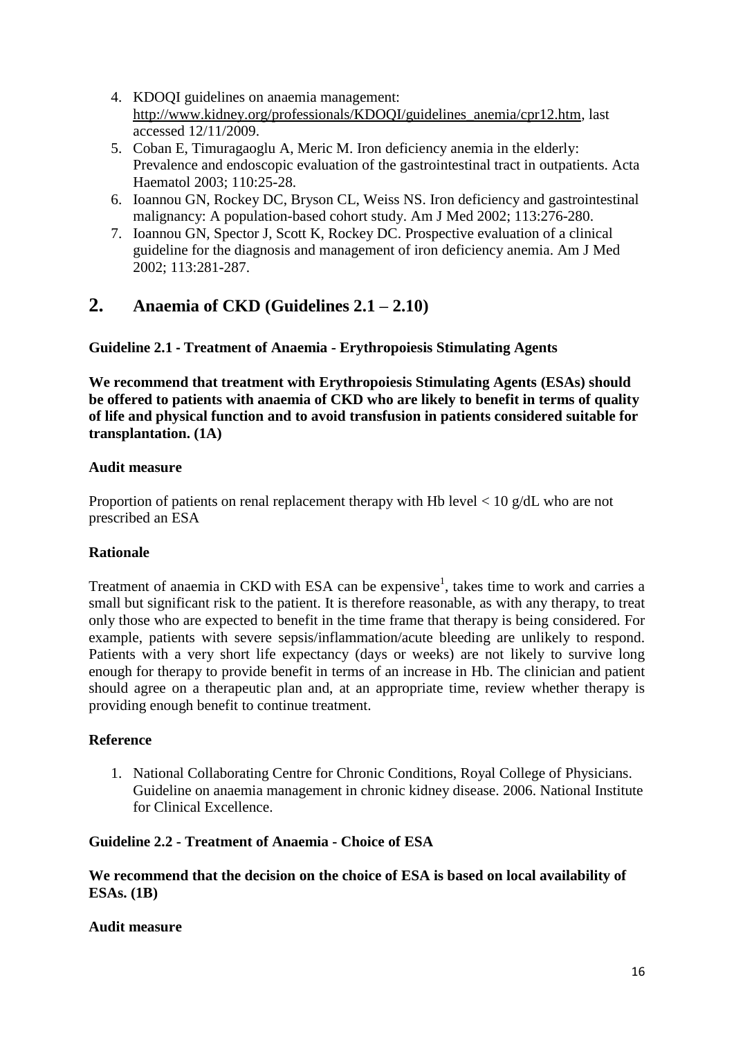4. KDOQI guidelines on anaemia management: http://www.kidney.org/professionals/KDOQI/guidelines_anemia/cpr12.htm, last accessed 12/11/2009.
5. Coban E, Timuragaoglu A, Meric M. Iron deficiency anemia in the elderly: Prevalence and endoscopic evaluation of the gastrointestinal tract in outpatients. Acta Haematol 2003; 110:25-28.
6. Ioannou GN, Rockey DC, Bryson CL, Weiss NS. Iron deficiency and gastrointestinal malignancy: A population-based cohort study. Am J Med 2002; 113:276-280.
7. Ioannou GN, Spector J, Scott K, Rockey DC. Prospective evaluation of a clinical guideline for the diagnosis and management of iron deficiency anemia. Am J Med 2002; 113:281-287.

# 2. Anaemia of CKD (Guidelines 2.1 – 2.10)

### Guideline 2.1 - Treatment of Anaemia - Erythropoiesis Stimulating Agents

**We recommend that treatment with Erythropoiesis Stimulating Agents (ESAs) should be offered to patients with anaemia of CKD who are likely to benefit in terms of quality of life and physical function and to avoid transfusion in patients considered suitable for transplantation. (1A)**

#### Audit measure

Proportion of patients on renal replacement therapy with Hb level < 10 g/dL who are not prescribed an ESA

#### Rationale

Treatment of anaemia in CKD with ESA can be expensive[1], takes time to work and carries a small but significant risk to the patient. It is therefore reasonable, as with any therapy, to treat only those who are expected to benefit in the time frame that therapy is being considered. For example, patients with severe sepsis/inflammation/acute bleeding are unlikely to respond. Patients with a very short life expectancy (days or weeks) are not likely to survive long enough for therapy to provide benefit in terms of an increase in Hb. The clinician and patient should agree on a therapeutic plan and, at an appropriate time, review whether therapy is providing enough benefit to continue treatment.

#### Reference

1. National Collaborating Centre for Chronic Conditions, Royal College of Physicians. Guideline on anaemia management in chronic kidney disease. 2006. National Institute for Clinical Excellence.

### Guideline 2.2 - Treatment of Anaemia - Choice of ESA

**We recommend that the decision on the choice of ESA is based on local availability of ESAs. (1B)**

#### Audit measure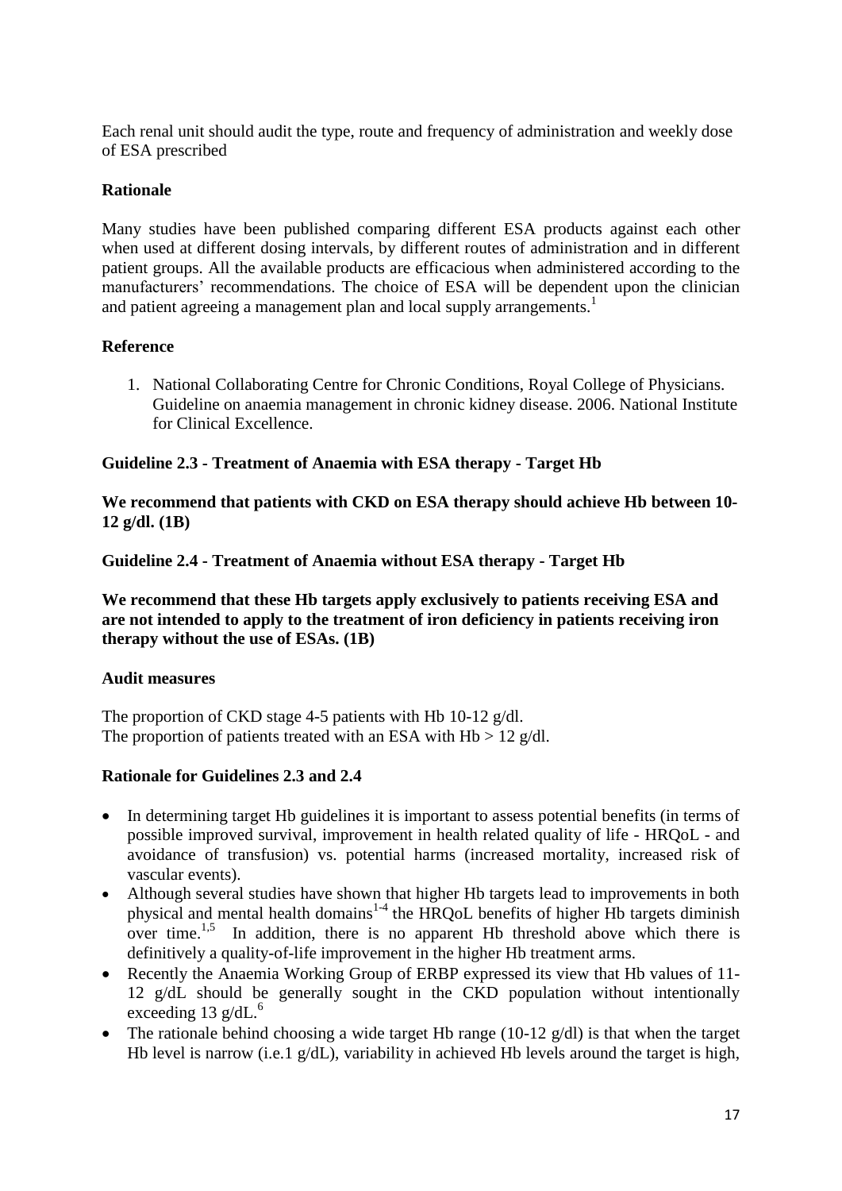Each renal unit should audit the type, route and frequency of administration and weekly dose of ESA prescribed

**Rationale**

Many studies have been published comparing different ESA products against each other when used at different dosing intervals, by different routes of administration and in different patient groups. All the available products are efficacious when administered according to the manufacturers' recommendations. The choice of ESA will be dependent upon the clinician and patient agreeing a management plan and local supply arrangements.[1]

**Reference**

1. National Collaborating Centre for Chronic Conditions, Royal College of Physicians. Guideline on anaemia management in chronic kidney disease. 2006. National Institute for Clinical Excellence.

**Guideline 2.3 - Treatment of Anaemia with ESA therapy - Target Hb**

**We recommend that patients with CKD on ESA therapy should achieve Hb between 10-12 g/dl. (1B)**

**Guideline 2.4 - Treatment of Anaemia without ESA therapy - Target Hb**

**We recommend that these Hb targets apply exclusively to patients receiving ESA and are not intended to apply to the treatment of iron deficiency in patients receiving iron therapy without the use of ESAs. (1B)**

**Audit measures**

The proportion of CKD stage 4-5 patients with Hb 10-12 g/dl.
The proportion of patients treated with an ESA with Hb > 12 g/dl.

**Rationale for Guidelines 2.3 and 2.4**

- In determining target Hb guidelines it is important to assess potential benefits (in terms of possible improved survival, improvement in health related quality of life - HRQoL - and avoidance of transfusion) vs. potential harms (increased mortality, increased risk of vascular events).
- Although several studies have shown that higher Hb targets lead to improvements in both physical and mental health domains[1-4] the HRQoL benefits of higher Hb targets diminish over time.[1,5] In addition, there is no apparent Hb threshold above which there is definitively a quality-of-life improvement in the higher Hb treatment arms.
- Recently the Anaemia Working Group of ERBP expressed its view that Hb values of 11-12 g/dL should be generally sought in the CKD population without intentionally exceeding 13 g/dL.[6]
- The rationale behind choosing a wide target Hb range (10-12 g/dl) is that when the target Hb level is narrow (i.e.1 g/dL), variability in achieved Hb levels around the target is high,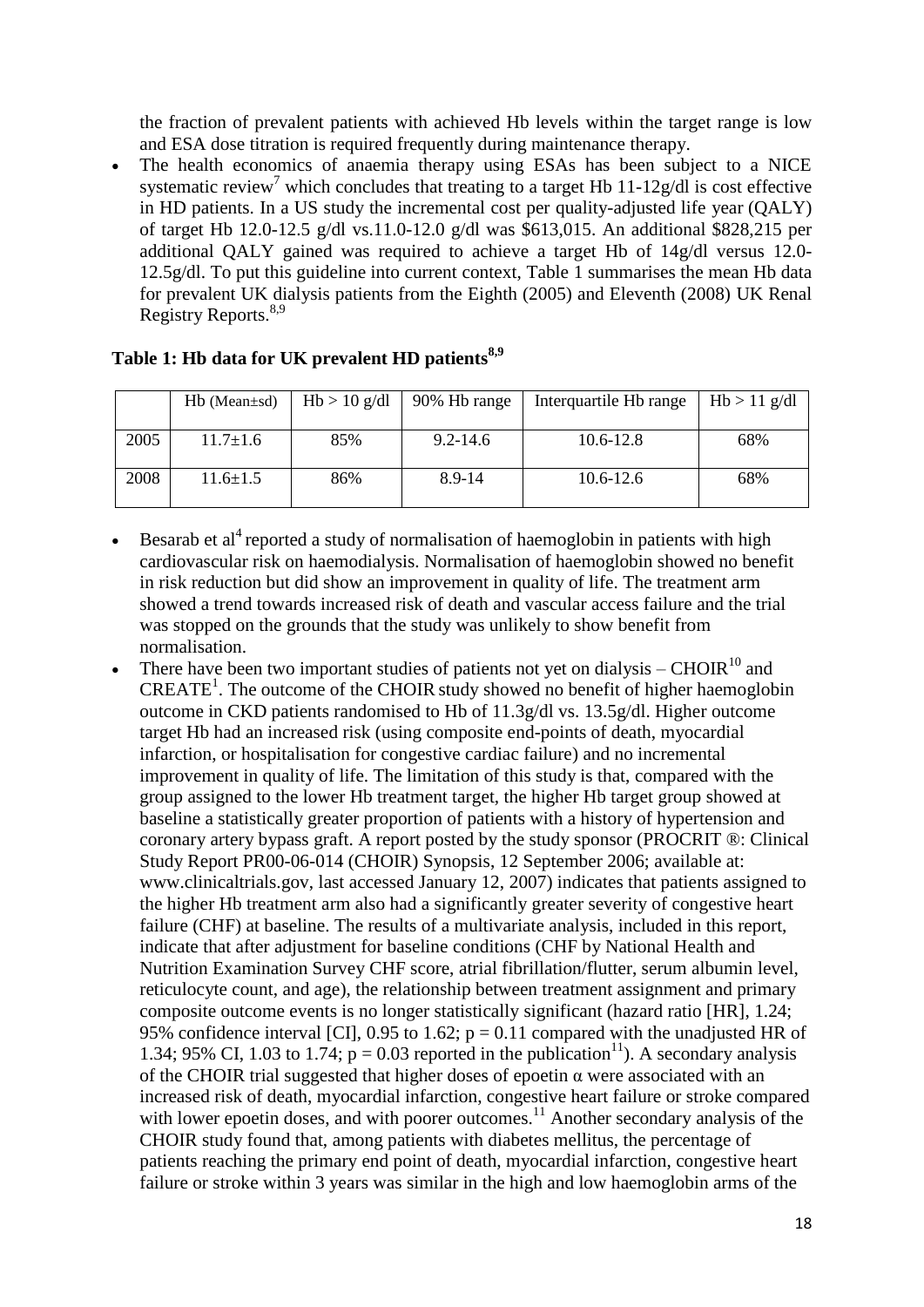the fraction of prevalent patients with achieved Hb levels within the target range is low and ESA dose titration is required frequently during maintenance therapy.

- The health economics of anaemia therapy using ESAs has been subject to a NICE systematic review[7] which concludes that treating to a target Hb 11-12g/dl is cost effective in HD patients. In a US study the incremental cost per quality-adjusted life year (QALY) of target Hb 12.0-12.5 g/dl vs.11.0-12.0 g/dl was $613,015. An additional $828,215 per additional QALY gained was required to achieve a target Hb of 14g/dl versus 12.0-12.5g/dl. To put this guideline into current context, Table 1 summarises the mean Hb data for prevalent UK dialysis patients from the Eighth (2005) and Eleventh (2008) UK Renal Registry Reports.[8,9]

**Table 1: Hb data for UK prevalent HD patients[8,9]**

| | Hb (Mean±sd) | Hb > 10 g/dl | 90% Hb range | Interquartile Hb range | Hb > 11 g/dl |
|---|---|---|---|---|---|
| 2005 | 11.7±1.6 | 85% | 9.2-14.6 | 10.6-12.8 | 68% |
| 2008 | 11.6±1.5 | 86% | 8.9-14 | 10.6-12.6 | 68% |

- Besarab et al[4] reported a study of normalisation of haemoglobin in patients with high cardiovascular risk on haemodialysis. Normalisation of haemoglobin showed no benefit in risk reduction but did show an improvement in quality of life. The treatment arm showed a trend towards increased risk of death and vascular access failure and the trial was stopped on the grounds that the study was unlikely to show benefit from normalisation.
- There have been two important studies of patients not yet on dialysis – CHOIR[10] and CREATE[1]. The outcome of the CHOIR study showed no benefit of higher haemoglobin outcome in CKD patients randomised to Hb of 11.3g/dl vs. 13.5g/dl. Higher outcome target Hb had an increased risk (using composite end-points of death, myocardial infarction, or hospitalisation for congestive cardiac failure) and no incremental improvement in quality of life. The limitation of this study is that, compared with the group assigned to the lower Hb treatment target, the higher Hb target group showed at baseline a statistically greater proportion of patients with a history of hypertension and coronary artery bypass graft. A report posted by the study sponsor (PROCRIT ®: Clinical Study Report PR00-06-014 (CHOIR) Synopsis, 12 September 2006; available at: www.clinicaltrials.gov, last accessed January 12, 2007) indicates that patients assigned to the higher Hb treatment arm also had a significantly greater severity of congestive heart failure (CHF) at baseline. The results of a multivariate analysis, included in this report, indicate that after adjustment for baseline conditions (CHF by National Health and Nutrition Examination Survey CHF score, atrial fibrillation/flutter, serum albumin level, reticulocyte count, and age), the relationship between treatment assignment and primary composite outcome events is no longer statistically significant (hazard ratio [HR], 1.24; 95% confidence interval [CI], 0.95 to 1.62; $p = 0.11$ compared with the unadjusted HR of 1.34; 95% CI, 1.03 to 1.74; $p = 0.03$ reported in the publication[11]). A secondary analysis of the CHOIR trial suggested that higher doses of epoetin α were associated with an increased risk of death, myocardial infarction, congestive heart failure or stroke compared with lower epoetin doses, and with poorer outcomes.[11] Another secondary analysis of the CHOIR study found that, among patients with diabetes mellitus, the percentage of patients reaching the primary end point of death, myocardial infarction, congestive heart failure or stroke within 3 years was similar in the high and low haemoglobin arms of the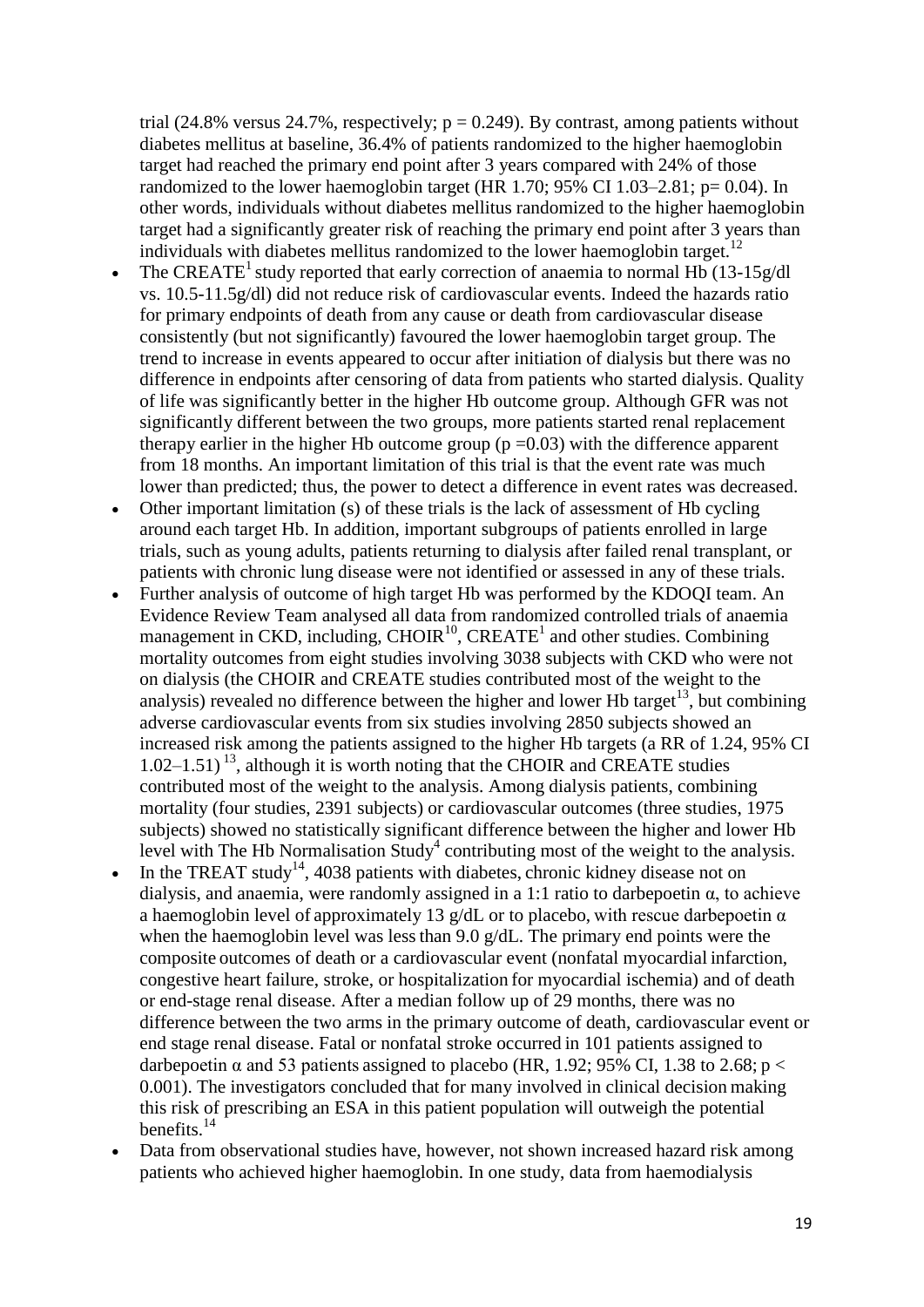trial (24.8% versus 24.7%, respectively; $p = 0.249$). By contrast, among patients without diabetes mellitus at baseline, 36.4% of patients randomized to the higher haemoglobin target had reached the primary end point after 3 years compared with 24% of those randomized to the lower haemoglobin target (HR 1.70; 95% CI 1.03–2.81; $p= 0.04$). In other words, individuals without diabetes mellitus randomized to the higher haemoglobin target had a significantly greater risk of reaching the primary end point after 3 years than individuals with diabetes mellitus randomized to the lower haemoglobin target.[12]

- The CREATE[1] study reported that early correction of anaemia to normal Hb (13-15g/dl vs. 10.5-11.5g/dl) did not reduce risk of cardiovascular events. Indeed the hazards ratio for primary endpoints of death from any cause or death from cardiovascular disease consistently (but not significantly) favoured the lower haemoglobin target group. The trend to increase in events appeared to occur after initiation of dialysis but there was no difference in endpoints after censoring of data from patients who started dialysis. Quality of life was significantly better in the higher Hb outcome group. Although GFR was not significantly different between the two groups, more patients started renal replacement therapy earlier in the higher Hb outcome group ($p =0.03$) with the difference apparent from 18 months. An important limitation of this trial is that the event rate was much lower than predicted; thus, the power to detect a difference in event rates was decreased.
- Other important limitation (s) of these trials is the lack of assessment of Hb cycling around each target Hb. In addition, important subgroups of patients enrolled in large trials, such as young adults, patients returning to dialysis after failed renal transplant, or patients with chronic lung disease were not identified or assessed in any of these trials.
- Further analysis of outcome of high target Hb was performed by the KDOQI team. An Evidence Review Team analysed all data from randomized controlled trials of anaemia management in CKD, including, CHOIR[10], CREATE[1] and other studies. Combining mortality outcomes from eight studies involving 3038 subjects with CKD who were not on dialysis (the CHOIR and CREATE studies contributed most of the weight to the analysis) revealed no difference between the higher and lower Hb target[13], but combining adverse cardiovascular events from six studies involving 2850 subjects showed an increased risk among the patients assigned to the higher Hb targets (a RR of 1.24, 95% CI 1.02–1.51)[13], although it is worth noting that the CHOIR and CREATE studies contributed most of the weight to the analysis. Among dialysis patients, combining mortality (four studies, 2391 subjects) or cardiovascular outcomes (three studies, 1975 subjects) showed no statistically significant difference between the higher and lower Hb level with The Hb Normalisation Study[4] contributing most of the weight to the analysis.
- In the TREAT study[14], 4038 patients with diabetes, chronic kidney disease not on dialysis, and anaemia, were randomly assigned in a 1:1 ratio to darbepoetin $\alpha$, to achieve a haemoglobin level of approximately 13 g/dL or to placebo, with rescue darbepoetin $\alpha$ when the haemoglobin level was less than 9.0 g/dL. The primary end points were the composite outcomes of death or a cardiovascular event (nonfatal myocardial infarction, congestive heart failure, stroke, or hospitalization for myocardial ischemia) and of death or end-stage renal disease. After a median follow up of 29 months, there was no difference between the two arms in the primary outcome of death, cardiovascular event or end stage renal disease. Fatal or nonfatal stroke occurred in 101 patients assigned to darbepoetin $\alpha$ and 53 patients assigned to placebo (HR, 1.92; 95% CI, 1.38 to 2.68; $p < 0.001$). The investigators concluded that for many involved in clinical decision making this risk of prescribing an ESA in this patient population will outweigh the potential benefits.[14]
- Data from observational studies have, however, not shown increased hazard risk among patients who achieved higher haemoglobin. In one study, data from haemodialysis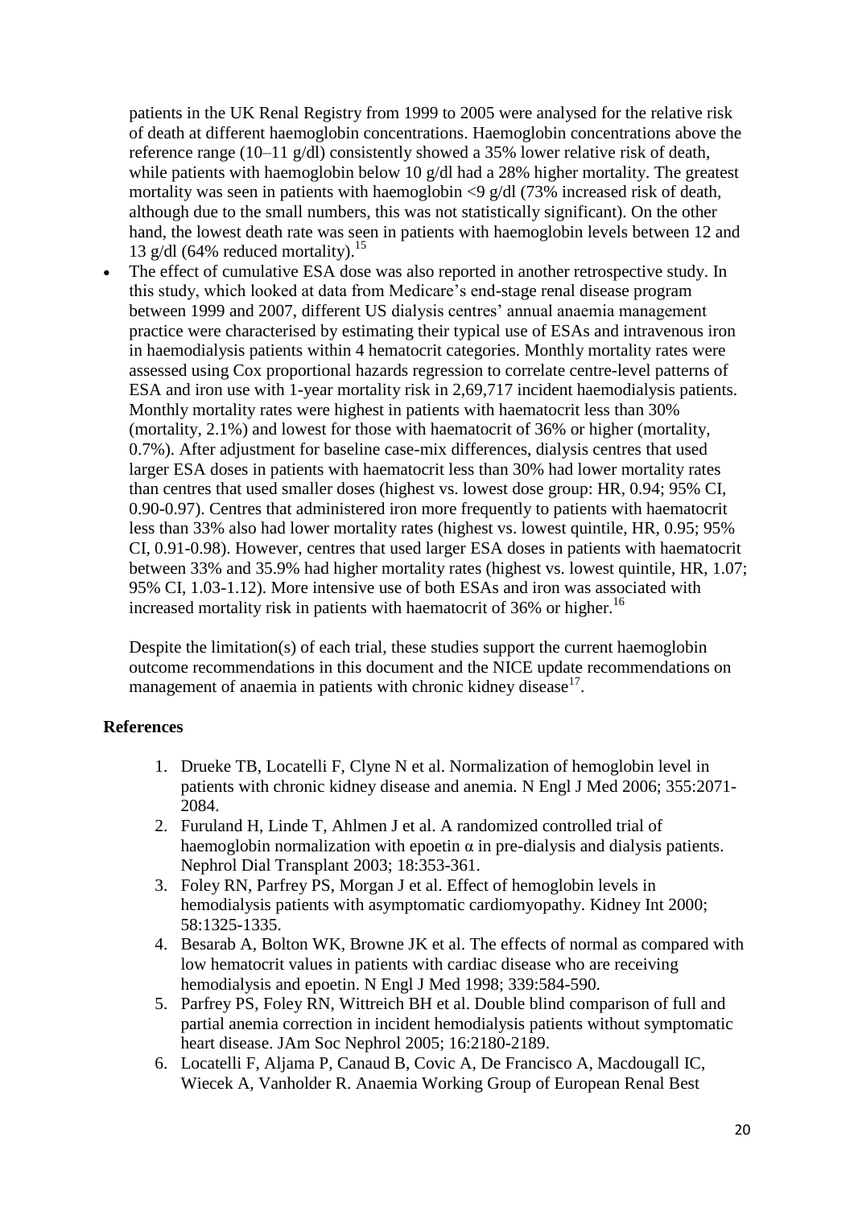patients in the UK Renal Registry from 1999 to 2005 were analysed for the relative risk of death at different haemoglobin concentrations. Haemoglobin concentrations above the reference range (10–11 g/dl) consistently showed a 35% lower relative risk of death, while patients with haemoglobin below 10 g/dl had a 28% higher mortality. The greatest mortality was seen in patients with haemoglobin <9 g/dl (73% increased risk of death, although due to the small numbers, this was not statistically significant). On the other hand, the lowest death rate was seen in patients with haemoglobin levels between 12 and 13 g/dl (64% reduced mortality).[15]

- The effect of cumulative ESA dose was also reported in another retrospective study. In this study, which looked at data from Medicare's end-stage renal disease program between 1999 and 2007, different US dialysis centres' annual anaemia management practice were characterised by estimating their typical use of ESAs and intravenous iron in haemodialysis patients within 4 hematocrit categories. Monthly mortality rates were assessed using Cox proportional hazards regression to correlate centre-level patterns of ESA and iron use with 1-year mortality risk in 2,69,717 incident haemodialysis patients. Monthly mortality rates were highest in patients with haematocrit less than 30% (mortality, 2.1%) and lowest for those with haematocrit of 36% or higher (mortality, 0.7%). After adjustment for baseline case-mix differences, dialysis centres that used larger ESA doses in patients with haematocrit less than 30% had lower mortality rates than centres that used smaller doses (highest vs. lowest dose group: HR, 0.94; 95% CI, 0.90-0.97). Centres that administered iron more frequently to patients with haematocrit less than 33% also had lower mortality rates (highest vs. lowest quintile, HR, 0.95; 95% CI, 0.91-0.98). However, centres that used larger ESA doses in patients with haematocrit between 33% and 35.9% had higher mortality rates (highest vs. lowest quintile, HR, 1.07; 95% CI, 1.03-1.12). More intensive use of both ESAs and iron was associated with increased mortality risk in patients with haematocrit of 36% or higher.[16]

Despite the limitation(s) of each trial, these studies support the current haemoglobin outcome recommendations in this document and the NICE update recommendations on management of anaemia in patients with chronic kidney disease[17].

## References

1. Drueke TB, Locatelli F, Clyne N et al. Normalization of hemoglobin level in patients with chronic kidney disease and anemia. N Engl J Med 2006; 355:2071-2084.
2. Furuland H, Linde T, Ahlmen J et al. A randomized controlled trial of haemoglobin normalization with epoetin α in pre-dialysis and dialysis patients. Nephrol Dial Transplant 2003; 18:353-361.
3. Foley RN, Parfrey PS, Morgan J et al. Effect of hemoglobin levels in hemodialysis patients with asymptomatic cardiomyopathy. Kidney Int 2000; 58:1325-1335.
4. Besarab A, Bolton WK, Browne JK et al. The effects of normal as compared with low hematocrit values in patients with cardiac disease who are receiving hemodialysis and epoetin. N Engl J Med 1998; 339:584-590.
5. Parfrey PS, Foley RN, Wittreich BH et al. Double blind comparison of full and partial anemia correction in incident hemodialysis patients without symptomatic heart disease. JAm Soc Nephrol 2005; 16:2180-2189.
6. Locatelli F, Aljama P, Canaud B, Covic A, De Francisco A, Macdougall IC, Wiecek A, Vanholder R. Anaemia Working Group of European Renal Best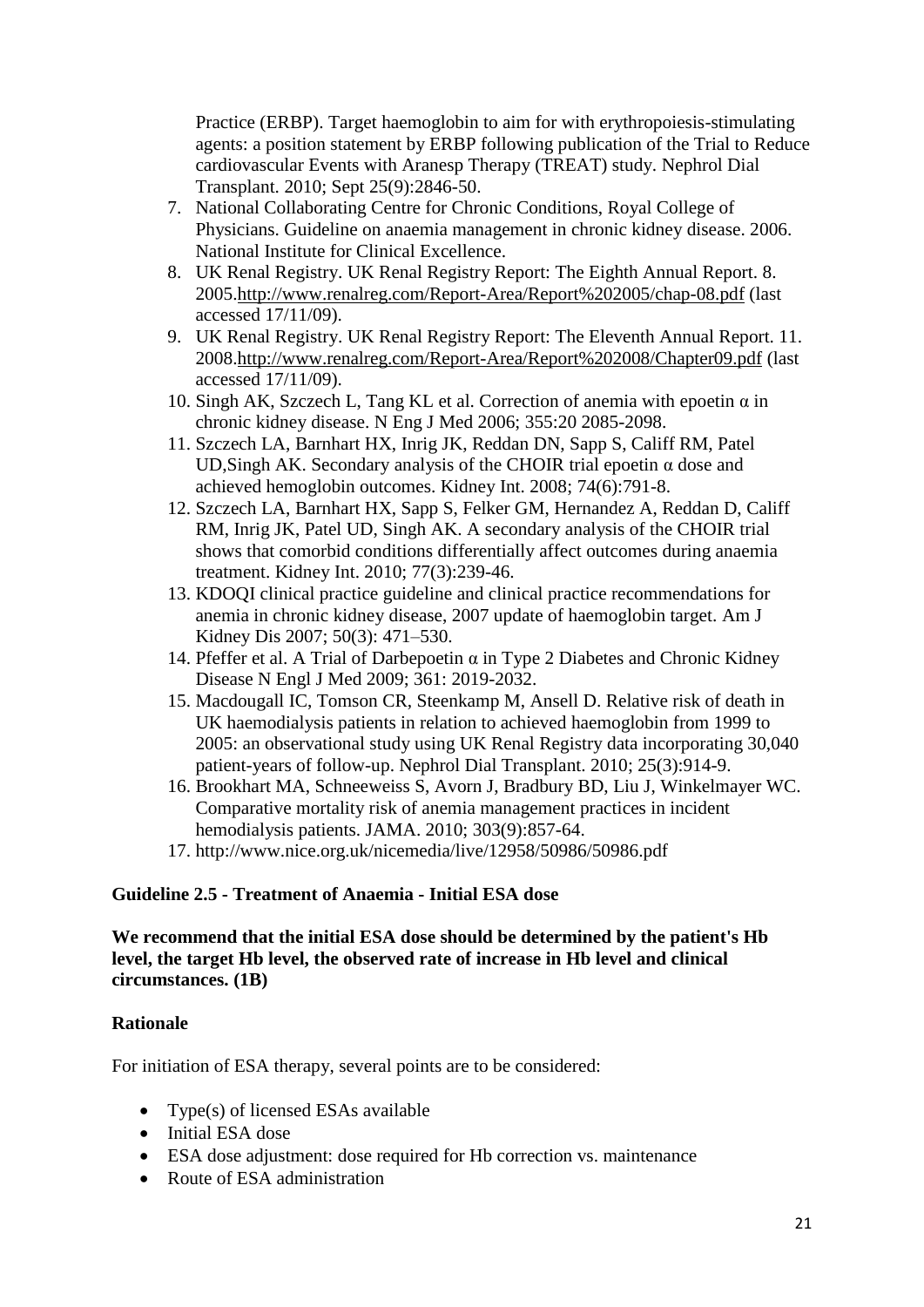Practice (ERBP). Target haemoglobin to aim for with erythropoiesis-stimulating agents: a position statement by ERBP following publication of the Trial to Reduce cardiovascular Events with Aranesp Therapy (TREAT) study. Nephrol Dial Transplant. 2010; Sept 25(9):2846-50.

7. National Collaborating Centre for Chronic Conditions, Royal College of Physicians. Guideline on anaemia management in chronic kidney disease. 2006. National Institute for Clinical Excellence.
8. UK Renal Registry. UK Renal Registry Report: The Eighth Annual Report. 8. 2005.http://www.renalreg.com/Report-Area/Report%202005/chap-08.pdf (last accessed 17/11/09).
9. UK Renal Registry. UK Renal Registry Report: The Eleventh Annual Report. 11. 2008.http://www.renalreg.com/Report-Area/Report%202008/Chapter09.pdf (last accessed 17/11/09).
10. Singh AK, Szczech L, Tang KL et al. Correction of anemia with epoetin α in chronic kidney disease. N Eng J Med 2006; 355:20 2085-2098.
11. Szczech LA, Barnhart HX, Inrig JK, Reddan DN, Sapp S, Califf RM, Patel UD,Singh AK. Secondary analysis of the CHOIR trial epoetin α dose and achieved hemoglobin outcomes. Kidney Int. 2008; 74(6):791-8.
12. Szczech LA, Barnhart HX, Sapp S, Felker GM, Hernandez A, Reddan D, Califf RM, Inrig JK, Patel UD, Singh AK. A secondary analysis of the CHOIR trial shows that comorbid conditions differentially affect outcomes during anaemia treatment. Kidney Int. 2010; 77(3):239-46.
13. KDOQI clinical practice guideline and clinical practice recommendations for anemia in chronic kidney disease, 2007 update of haemoglobin target. Am J Kidney Dis 2007; 50(3): 471–530.
14. Pfeffer et al. A Trial of Darbepoetin α in Type 2 Diabetes and Chronic Kidney Disease N Engl J Med 2009; 361: 2019-2032.
15. Macdougall IC, Tomson CR, Steenkamp M, Ansell D. Relative risk of death in UK haemodialysis patients in relation to achieved haemoglobin from 1999 to 2005: an observational study using UK Renal Registry data incorporating 30,040 patient-years of follow-up. Nephrol Dial Transplant. 2010; 25(3):914-9.
16. Brookhart MA, Schneeweiss S, Avorn J, Bradbury BD, Liu J, Winkelmayer WC. Comparative mortality risk of anemia management practices in incident hemodialysis patients. JAMA. 2010; 303(9):857-64.
17. http://www.nice.org.uk/nicemedia/live/12958/50986/50986.pdf

### Guideline 2.5 - Treatment of Anaemia - Initial ESA dose

**We recommend that the initial ESA dose should be determined by the patient's Hb level, the target Hb level, the observed rate of increase in Hb level and clinical circumstances. (1B)**

#### Rationale

For initiation of ESA therapy, several points are to be considered:

- Type(s) of licensed ESAs available
- Initial ESA dose
- ESA dose adjustment: dose required for Hb correction vs. maintenance
- Route of ESA administration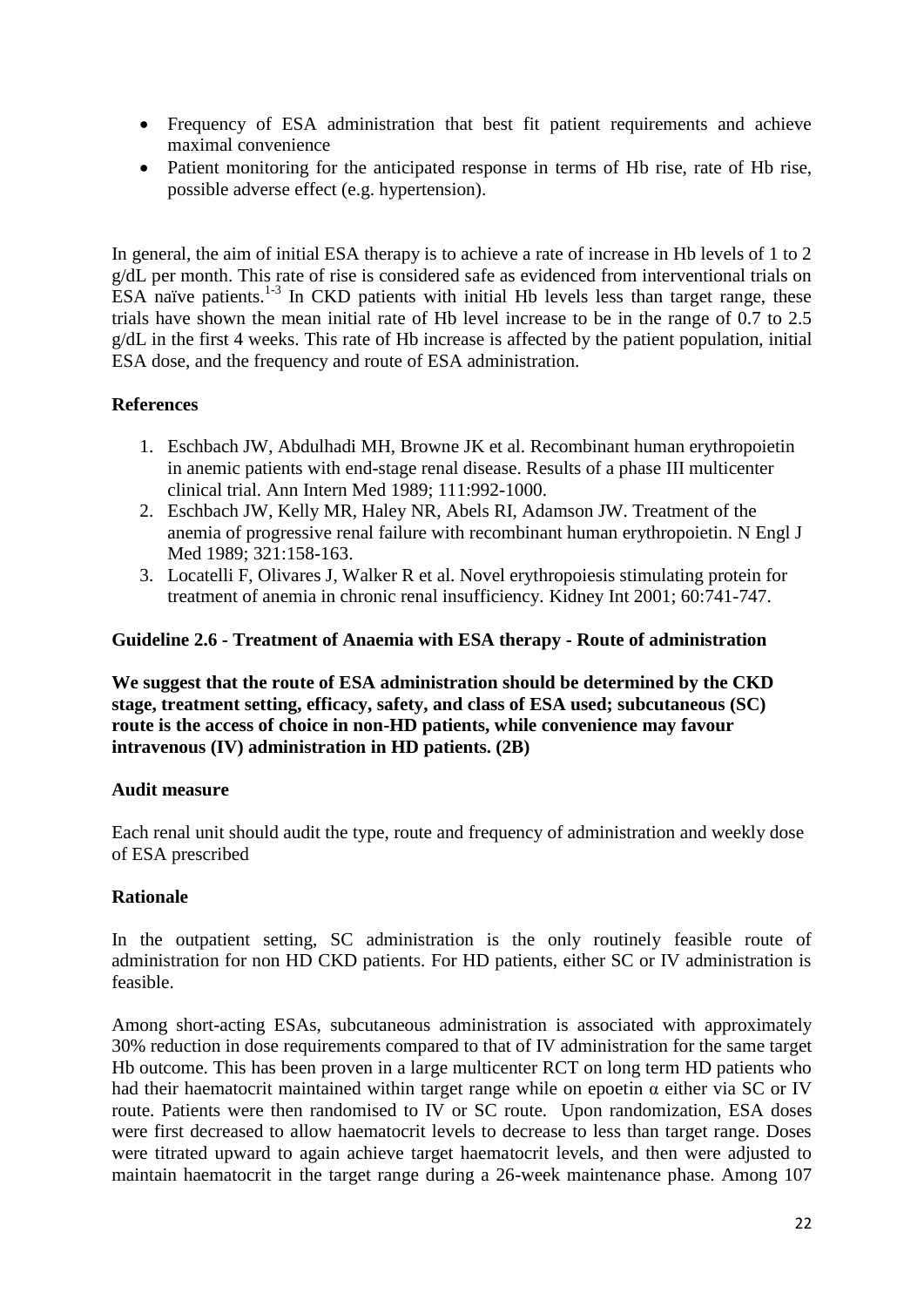- Frequency of ESA administration that best fit patient requirements and achieve maximal convenience
- Patient monitoring for the anticipated response in terms of Hb rise, rate of Hb rise, possible adverse effect (e.g. hypertension).

In general, the aim of initial ESA therapy is to achieve a rate of increase in Hb levels of 1 to 2 g/dL per month. This rate of rise is considered safe as evidenced from interventional trials on ESA naïve patients.[1-3] In CKD patients with initial Hb levels less than target range, these trials have shown the mean initial rate of Hb level increase to be in the range of 0.7 to 2.5 g/dL in the first 4 weeks. This rate of Hb increase is affected by the patient population, initial ESA dose, and the frequency and route of ESA administration.

**References**

1. Eschbach JW, Abdulhadi MH, Browne JK et al. Recombinant human erythropoietin in anemic patients with end-stage renal disease. Results of a phase III multicenter clinical trial. Ann Intern Med 1989; 111:992-1000.
2. Eschbach JW, Kelly MR, Haley NR, Abels RI, Adamson JW. Treatment of the anemia of progressive renal failure with recombinant human erythropoietin. N Engl J Med 1989; 321:158-163.
3. Locatelli F, Olivares J, Walker R et al. Novel erythropoiesis stimulating protein for treatment of anemia in chronic renal insufficiency. Kidney Int 2001; 60:741-747.

**Guideline 2.6 - Treatment of Anaemia with ESA therapy - Route of administration**

**We suggest that the route of ESA administration should be determined by the CKD stage, treatment setting, efficacy, safety, and class of ESA used; subcutaneous (SC) route is the access of choice in non-HD patients, while convenience may favour intravenous (IV) administration in HD patients. (2B)**

**Audit measure**

Each renal unit should audit the type, route and frequency of administration and weekly dose of ESA prescribed

**Rationale**

In the outpatient setting, SC administration is the only routinely feasible route of administration for non HD CKD patients. For HD patients, either SC or IV administration is feasible.

Among short-acting ESAs, subcutaneous administration is associated with approximately 30% reduction in dose requirements compared to that of IV administration for the same target Hb outcome. This has been proven in a large multicenter RCT on long term HD patients who had their haematocrit maintained within target range while on epoetin α either via SC or IV route. Patients were then randomised to IV or SC route. Upon randomization, ESA doses were first decreased to allow haematocrit levels to decrease to less than target range. Doses were titrated upward to again achieve target haematocrit levels, and then were adjusted to maintain haematocrit in the target range during a 26-week maintenance phase. Among 107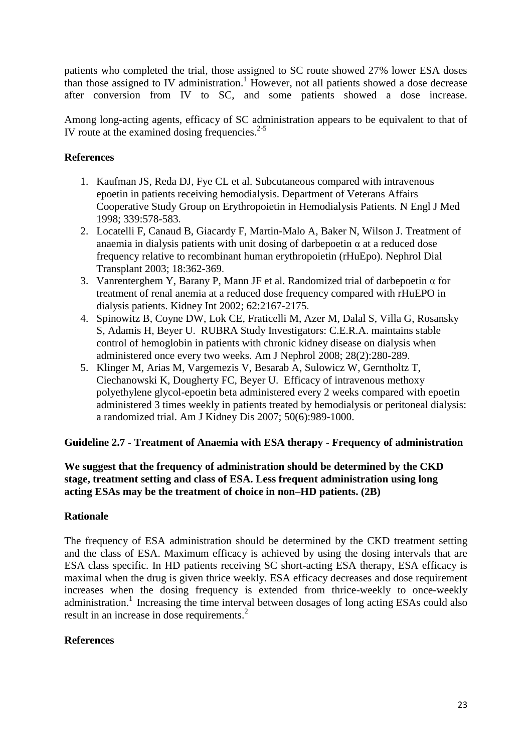patients who completed the trial, those assigned to SC route showed 27% lower ESA doses than those assigned to IV administration.[1] However, not all patients showed a dose decrease after conversion from IV to SC, and some patients showed a dose increase.

Among long-acting agents, efficacy of SC administration appears to be equivalent to that of IV route at the examined dosing frequencies.[2-5]

**References**

1. Kaufman JS, Reda DJ, Fye CL et al. Subcutaneous compared with intravenous epoetin in patients receiving hemodialysis. Department of Veterans Affairs Cooperative Study Group on Erythropoietin in Hemodialysis Patients. N Engl J Med 1998; 339:578-583.
2. Locatelli F, Canaud B, Giacardy F, Martin-Malo A, Baker N, Wilson J. Treatment of anaemia in dialysis patients with unit dosing of darbepoetin α at a reduced dose frequency relative to recombinant human erythropoietin (rHuEpo). Nephrol Dial Transplant 2003; 18:362-369.
3. Vanrenterghem Y, Barany P, Mann JF et al. Randomized trial of darbepoetin α for treatment of renal anemia at a reduced dose frequency compared with rHuEPO in dialysis patients. Kidney Int 2002; 62:2167-2175.
4. Spinowitz B, Coyne DW, Lok CE, Fraticelli M, Azer M, Dalal S, Villa G, Rosansky S, Adamis H, Beyer U. RUBRA Study Investigators: C.E.R.A. maintains stable control of hemoglobin in patients with chronic kidney disease on dialysis when administered once every two weeks. Am J Nephrol 2008; 28(2):280-289.
5. Klinger M, Arias M, Vargemezis V, Besarab A, Sulowicz W, Gerntholtz T, Ciechanowski K, Dougherty FC, Beyer U. Efficacy of intravenous methoxy polyethylene glycol-epoetin beta administered every 2 weeks compared with epoetin administered 3 times weekly in patients treated by hemodialysis or peritoneal dialysis: a randomized trial. Am J Kidney Dis 2007; 50(6):989-1000.

**Guideline 2.7 - Treatment of Anaemia with ESA therapy - Frequency of administration**

**We suggest that the frequency of administration should be determined by the CKD stage, treatment setting and class of ESA. Less frequent administration using long acting ESAs may be the treatment of choice in non–HD patients. (2B)**

**Rationale**

The frequency of ESA administration should be determined by the CKD treatment setting and the class of ESA. Maximum efficacy is achieved by using the dosing intervals that are ESA class specific. In HD patients receiving SC short-acting ESA therapy, ESA efficacy is maximal when the drug is given thrice weekly. ESA efficacy decreases and dose requirement increases when the dosing frequency is extended from thrice-weekly to once-weekly administration.[1] Increasing the time interval between dosages of long acting ESAs could also result in an increase in dose requirements.[2]

**References**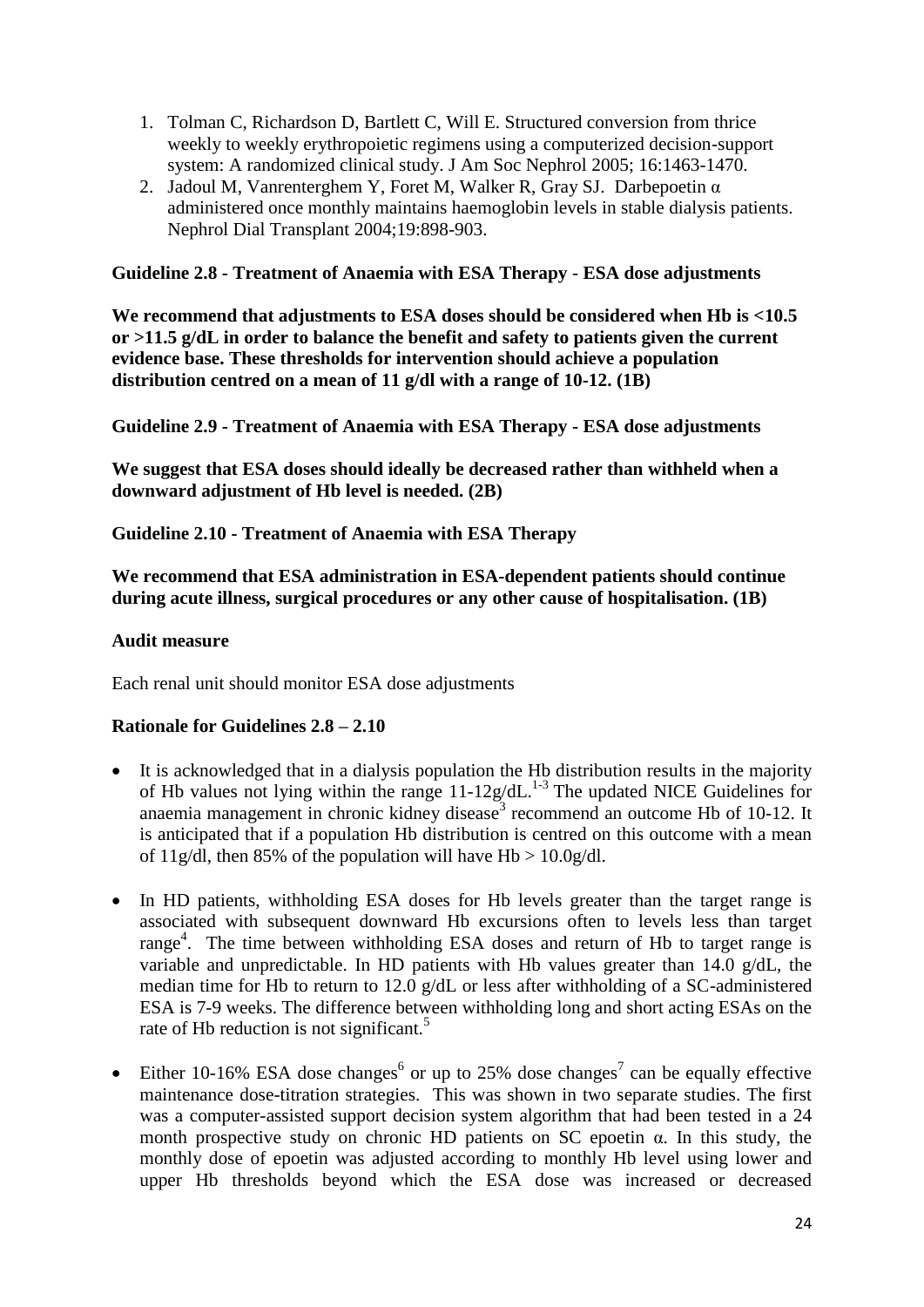1. Tolman C, Richardson D, Bartlett C, Will E. Structured conversion from thrice weekly to weekly erythropoietic regimens using a computerized decision-support system: A randomized clinical study. J Am Soc Nephrol 2005; 16:1463-1470.
2. Jadoul M, Vanrenterghem Y, Foret M, Walker R, Gray SJ. Darbepoetin α administered once monthly maintains haemoglobin levels in stable dialysis patients. Nephrol Dial Transplant 2004;19:898-903.

**Guideline 2.8 - Treatment of Anaemia with ESA Therapy - ESA dose adjustments**

**We recommend that adjustments to ESA doses should be considered when Hb is <10.5 or >11.5 g/dL in order to balance the benefit and safety to patients given the current evidence base. These thresholds for intervention should achieve a population distribution centred on a mean of 11 g/dl with a range of 10-12. (1B)**

**Guideline 2.9 - Treatment of Anaemia with ESA Therapy - ESA dose adjustments**

**We suggest that ESA doses should ideally be decreased rather than withheld when a downward adjustment of Hb level is needed. (2B)**

**Guideline 2.10 - Treatment of Anaemia with ESA Therapy**

**We recommend that ESA administration in ESA-dependent patients should continue during acute illness, surgical procedures or any other cause of hospitalisation. (1B)**

**Audit measure**

Each renal unit should monitor ESA dose adjustments

**Rationale for Guidelines 2.8 – 2.10**

- It is acknowledged that in a dialysis population the Hb distribution results in the majority of Hb values not lying within the range 11-12g/dL.[1-3] The updated NICE Guidelines for anaemia management in chronic kidney disease[3] recommend an outcome Hb of 10-12. It is anticipated that if a population Hb distribution is centred on this outcome with a mean of 11g/dl, then 85% of the population will have Hb > 10.0g/dl.
- In HD patients, withholding ESA doses for Hb levels greater than the target range is associated with subsequent downward Hb excursions often to levels less than target range[4]. The time between withholding ESA doses and return of Hb to target range is variable and unpredictable. In HD patients with Hb values greater than 14.0 g/dL, the median time for Hb to return to 12.0 g/dL or less after withholding of a SC-administered ESA is 7-9 weeks. The difference between withholding long and short acting ESAs on the rate of Hb reduction is not significant.[5]
- Either 10-16% ESA dose changes[6] or up to 25% dose changes[7] can be equally effective maintenance dose-titration strategies. This was shown in two separate studies. The first was a computer-assisted support decision system algorithm that had been tested in a 24 month prospective study on chronic HD patients on SC epoetin α. In this study, the monthly dose of epoetin was adjusted according to monthly Hb level using lower and upper Hb thresholds beyond which the ESA dose was increased or decreased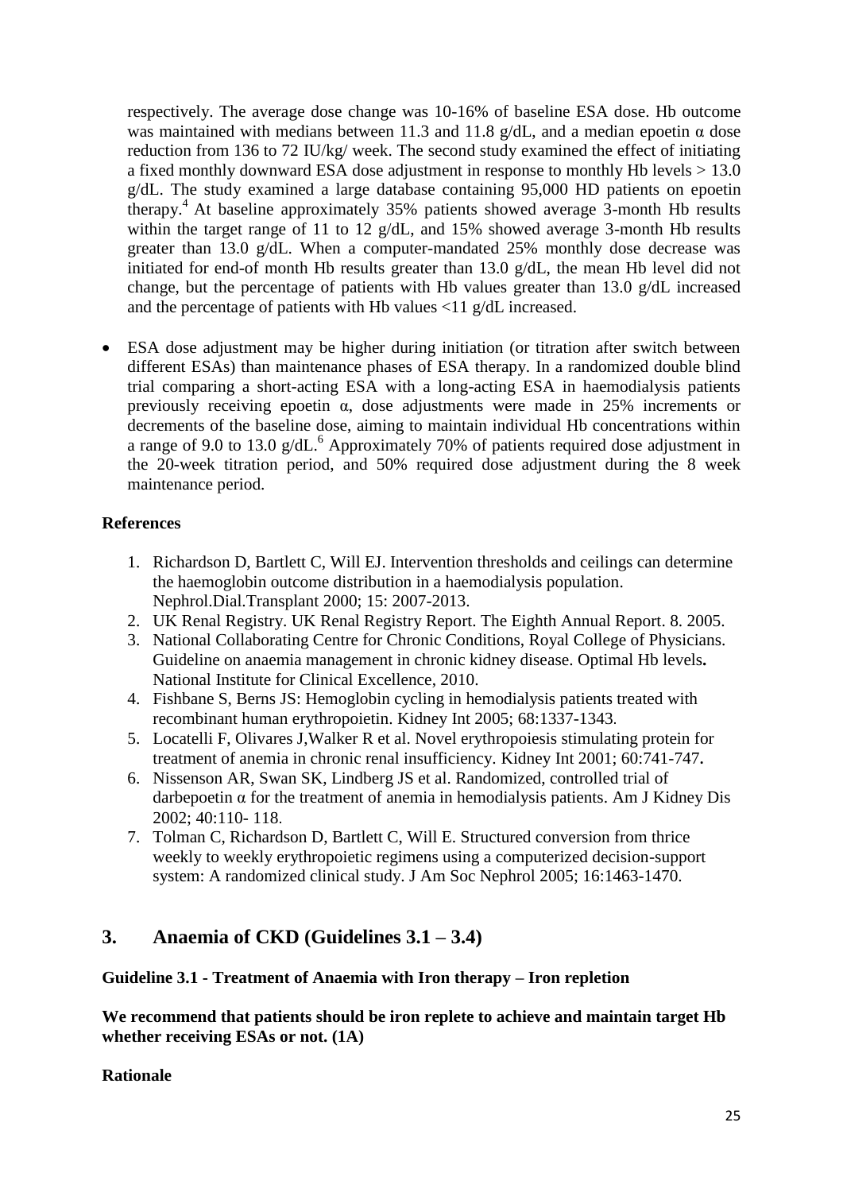respectively. The average dose change was 10-16% of baseline ESA dose. Hb outcome was maintained with medians between 11.3 and 11.8 g/dL, and a median epoetin α dose reduction from 136 to 72 IU/kg/ week. The second study examined the effect of initiating a fixed monthly downward ESA dose adjustment in response to monthly Hb levels > 13.0 g/dL. The study examined a large database containing 95,000 HD patients on epoetin therapy.[4] At baseline approximately 35% patients showed average 3-month Hb results within the target range of 11 to 12 g/dL, and 15% showed average 3-month Hb results greater than 13.0 g/dL. When a computer-mandated 25% monthly dose decrease was initiated for end-of month Hb results greater than 13.0 g/dL, the mean Hb level did not change, but the percentage of patients with Hb values greater than 13.0 g/dL increased and the percentage of patients with Hb values <11 g/dL increased.

- ESA dose adjustment may be higher during initiation (or titration after switch between different ESAs) than maintenance phases of ESA therapy. In a randomized double blind trial comparing a short-acting ESA with a long-acting ESA in haemodialysis patients previously receiving epoetin α, dose adjustments were made in 25% increments or decrements of the baseline dose, aiming to maintain individual Hb concentrations within a range of 9.0 to 13.0 g/dL.[6] Approximately 70% of patients required dose adjustment in the 20-week titration period, and 50% required dose adjustment during the 8 week maintenance period.

**References**

1. Richardson D, Bartlett C, Will EJ. Intervention thresholds and ceilings can determine the haemoglobin outcome distribution in a haemodialysis population. Nephrol.Dial.Transplant 2000; 15: 2007-2013.
2. UK Renal Registry. UK Renal Registry Report. The Eighth Annual Report. 8. 2005.
3. National Collaborating Centre for Chronic Conditions, Royal College of Physicians. Guideline on anaemia management in chronic kidney disease. Optimal Hb levels**.** National Institute for Clinical Excellence, 2010.
4. Fishbane S, Berns JS: Hemoglobin cycling in hemodialysis patients treated with recombinant human erythropoietin. Kidney Int 2005; 68:1337-1343.
5. Locatelli F, Olivares J,Walker R et al. Novel erythropoiesis stimulating protein for treatment of anemia in chronic renal insufficiency. Kidney Int 2001; 60:741-747.
6. Nissenson AR, Swan SK, Lindberg JS et al. Randomized, controlled trial of darbepoetin α for the treatment of anemia in hemodialysis patients. Am J Kidney Dis 2002; 40:110- 118.
7. Tolman C, Richardson D, Bartlett C, Will E. Structured conversion from thrice weekly to weekly erythropoietic regimens using a computerized decision-support system: A randomized clinical study. J Am Soc Nephrol 2005; 16:1463-1470.

## 3. Anaemia of CKD (Guidelines 3.1 – 3.4)

**Guideline 3.1 - Treatment of Anaemia with Iron therapy – Iron repletion**

**We recommend that patients should be iron replete to achieve and maintain target Hb whether receiving ESAs or not. (1A)**

**Rationale**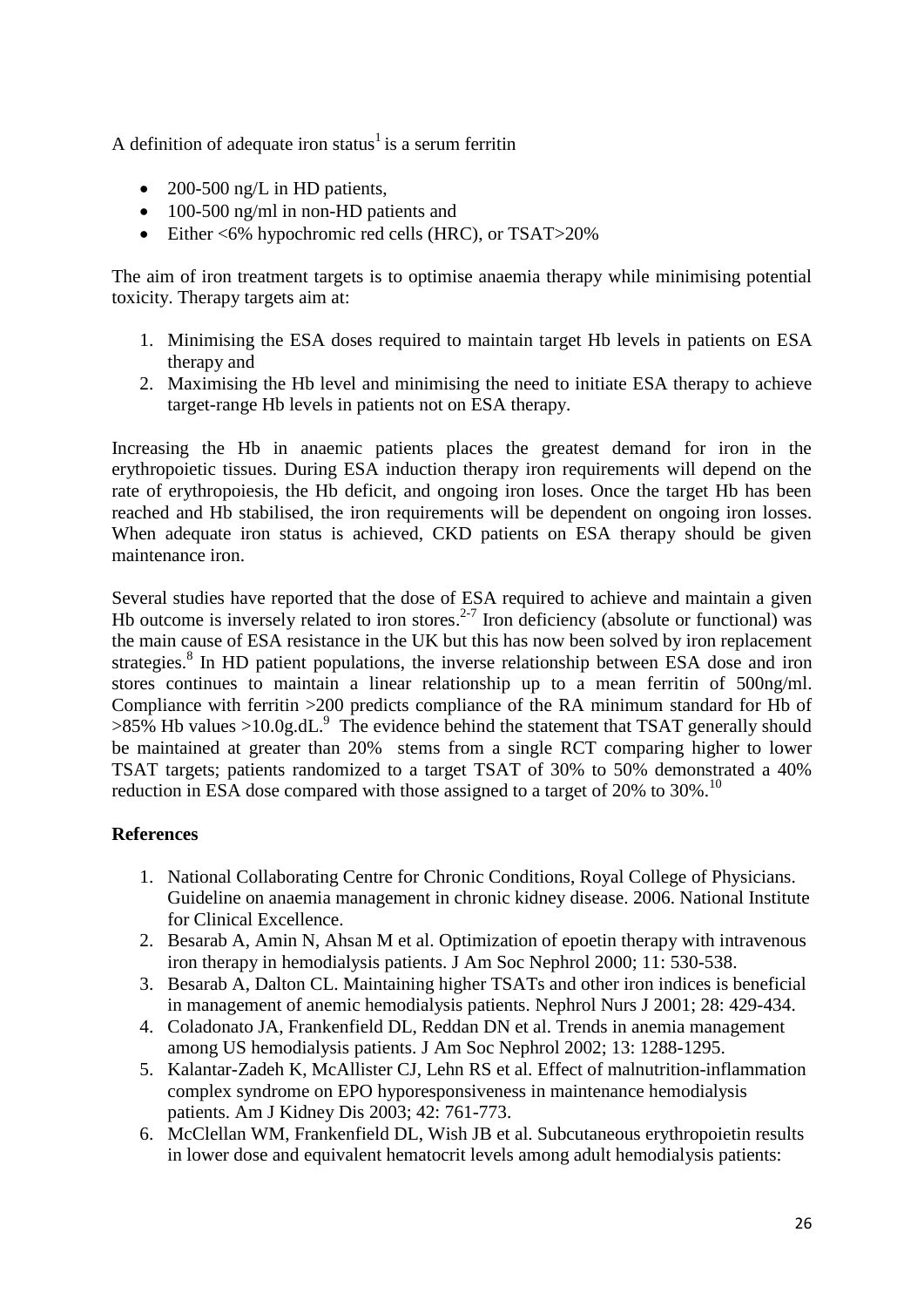A definition of adequate iron status[1] is a serum ferritin

- 200-500 ng/L in HD patients,
- 100-500 ng/ml in non-HD patients and
- Either <6% hypochromic red cells (HRC), or TSAT>20%

The aim of iron treatment targets is to optimise anaemia therapy while minimising potential toxicity. Therapy targets aim at:

1. Minimising the ESA doses required to maintain target Hb levels in patients on ESA therapy and
2. Maximising the Hb level and minimising the need to initiate ESA therapy to achieve target-range Hb levels in patients not on ESA therapy.

Increasing the Hb in anaemic patients places the greatest demand for iron in the erythropoietic tissues. During ESA induction therapy iron requirements will depend on the rate of erythropoiesis, the Hb deficit, and ongoing iron loses. Once the target Hb has been reached and Hb stabilised, the iron requirements will be dependent on ongoing iron losses. When adequate iron status is achieved, CKD patients on ESA therapy should be given maintenance iron.

Several studies have reported that the dose of ESA required to achieve and maintain a given Hb outcome is inversely related to iron stores.[2-7] Iron deficiency (absolute or functional) was the main cause of ESA resistance in the UK but this has now been solved by iron replacement strategies.[8] In HD patient populations, the inverse relationship between ESA dose and iron stores continues to maintain a linear relationship up to a mean ferritin of 500ng/ml. Compliance with ferritin >200 predicts compliance of the RA minimum standard for Hb of >85% Hb values >10.0g.dL.[9] The evidence behind the statement that TSAT generally should be maintained at greater than 20% stems from a single RCT comparing higher to lower TSAT targets; patients randomized to a target TSAT of 30% to 50% demonstrated a 40% reduction in ESA dose compared with those assigned to a target of 20% to 30%.[10]

**References**

1. National Collaborating Centre for Chronic Conditions, Royal College of Physicians. Guideline on anaemia management in chronic kidney disease. 2006. National Institute for Clinical Excellence.
2. Besarab A, Amin N, Ahsan M et al. Optimization of epoetin therapy with intravenous iron therapy in hemodialysis patients. J Am Soc Nephrol 2000; 11: 530-538.
3. Besarab A, Dalton CL. Maintaining higher TSATs and other iron indices is beneficial in management of anemic hemodialysis patients. Nephrol Nurs J 2001; 28: 429-434.
4. Coladonato JA, Frankenfield DL, Reddan DN et al. Trends in anemia management among US hemodialysis patients. J Am Soc Nephrol 2002; 13: 1288-1295.
5. Kalantar-Zadeh K, McAllister CJ, Lehn RS et al. Effect of malnutrition-inflammation complex syndrome on EPO hyporesponsiveness in maintenance hemodialysis patients. Am J Kidney Dis 2003; 42: 761-773.
6. McClellan WM, Frankenfield DL, Wish JB et al. Subcutaneous erythropoietin results in lower dose and equivalent hematocrit levels among adult hemodialysis patients: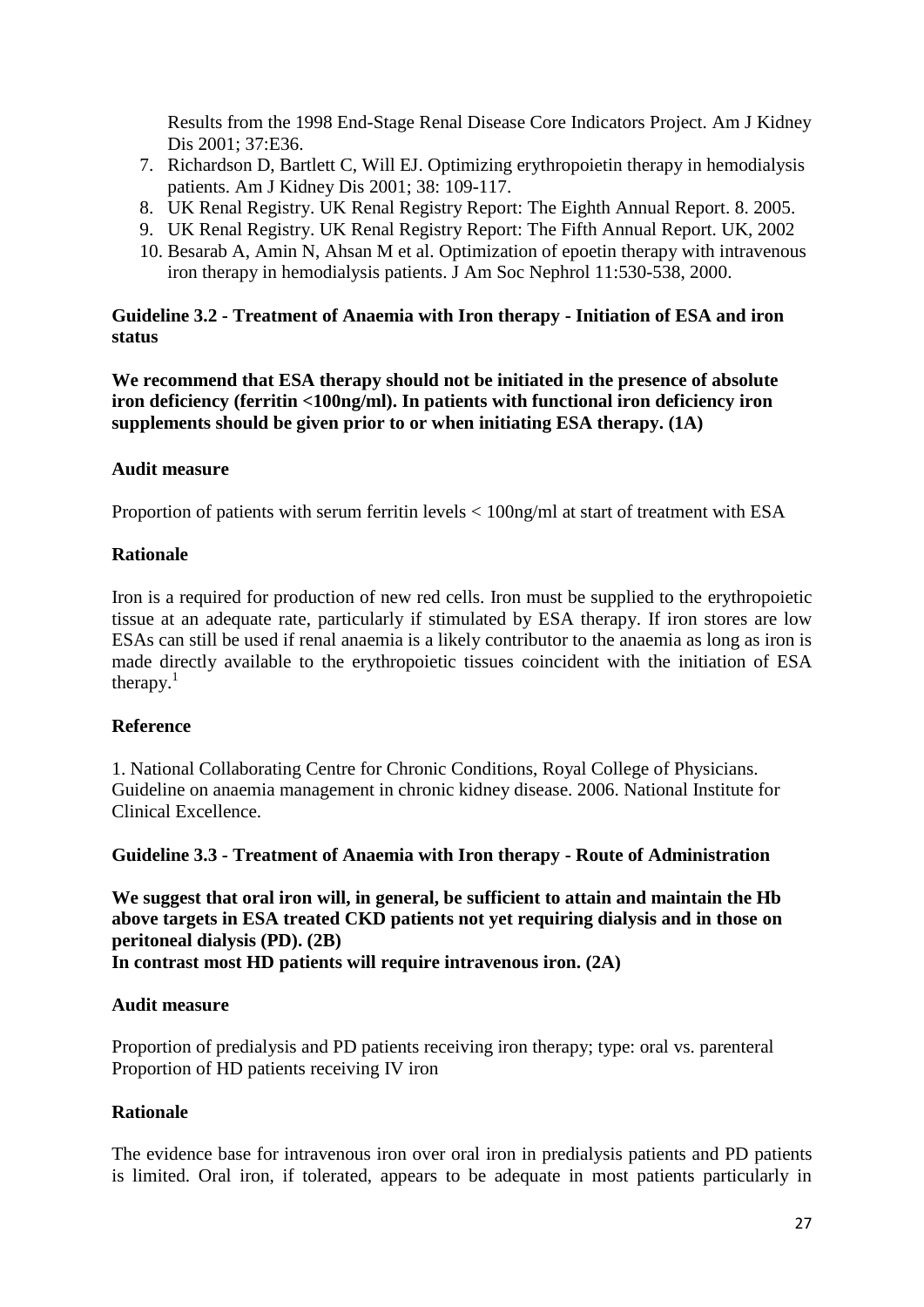Results from the 1998 End-Stage Renal Disease Core Indicators Project. Am J Kidney Dis 2001; 37:E36.

7. Richardson D, Bartlett C, Will EJ. Optimizing erythropoietin therapy in hemodialysis patients. Am J Kidney Dis 2001; 38: 109-117.
8. UK Renal Registry. UK Renal Registry Report: The Eighth Annual Report. 8. 2005.
9. UK Renal Registry. UK Renal Registry Report: The Fifth Annual Report. UK, 2002
10. Besarab A, Amin N, Ahsan M et al. Optimization of epoetin therapy with intravenous iron therapy in hemodialysis patients. J Am Soc Nephrol 11:530-538, 2000.

### Guideline 3.2 - Treatment of Anaemia with Iron therapy - Initiation of ESA and iron status

**We recommend that ESA therapy should not be initiated in the presence of absolute iron deficiency (ferritin <100ng/ml). In patients with functional iron deficiency iron supplements should be given prior to or when initiating ESA therapy. (1A)**

#### Audit measure

Proportion of patients with serum ferritin levels < 100ng/ml at start of treatment with ESA

#### Rationale

Iron is a required for production of new red cells. Iron must be supplied to the erythropoietic tissue at an adequate rate, particularly if stimulated by ESA therapy. If iron stores are low ESAs can still be used if renal anaemia is a likely contributor to the anaemia as long as iron is made directly available to the erythropoietic tissues coincident with the initiation of ESA therapy.[1]

#### Reference

1. National Collaborating Centre for Chronic Conditions, Royal College of Physicians. Guideline on anaemia management in chronic kidney disease. 2006. National Institute for Clinical Excellence.

### Guideline 3.3 - Treatment of Anaemia with Iron therapy - Route of Administration

**We suggest that oral iron will, in general, be sufficient to attain and maintain the Hb above targets in ESA treated CKD patients not yet requiring dialysis and in those on peritoneal dialysis (PD). (2B)**
**In contrast most HD patients will require intravenous iron. (2A)**

#### Audit measure

Proportion of predialysis and PD patients receiving iron therapy; type: oral vs. parenteral
Proportion of HD patients receiving IV iron

#### Rationale

The evidence base for intravenous iron over oral iron in predialysis patients and PD patients is limited. Oral iron, if tolerated, appears to be adequate in most patients particularly in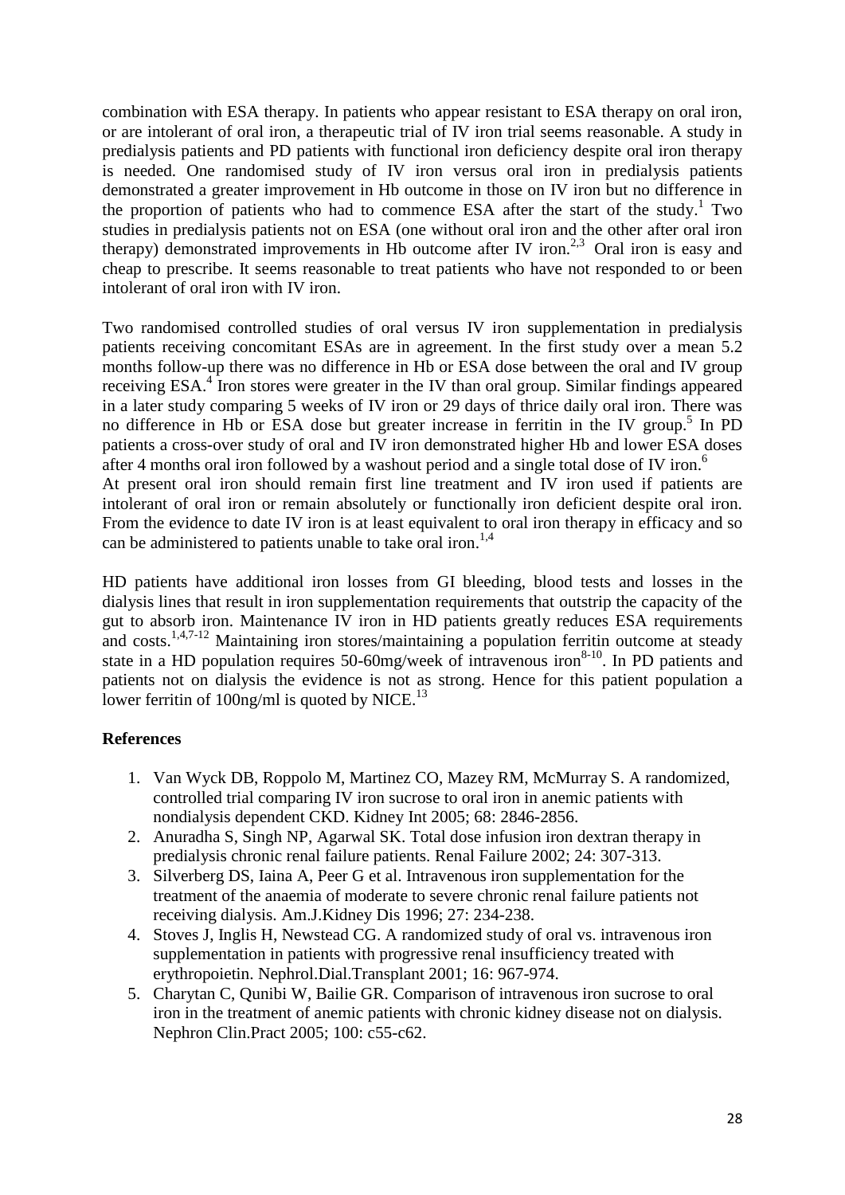combination with ESA therapy. In patients who appear resistant to ESA therapy on oral iron, or are intolerant of oral iron, a therapeutic trial of IV iron trial seems reasonable. A study in predialysis patients and PD patients with functional iron deficiency despite oral iron therapy is needed. One randomised study of IV iron versus oral iron in predialysis patients demonstrated a greater improvement in Hb outcome in those on IV iron but no difference in the proportion of patients who had to commence ESA after the start of the study.[1] Two studies in predialysis patients not on ESA (one without oral iron and the other after oral iron therapy) demonstrated improvements in Hb outcome after IV iron.[2,3] Oral iron is easy and cheap to prescribe. It seems reasonable to treat patients who have not responded to or been intolerant of oral iron with IV iron.

Two randomised controlled studies of oral versus IV iron supplementation in predialysis patients receiving concomitant ESAs are in agreement. In the first study over a mean 5.2 months follow-up there was no difference in Hb or ESA dose between the oral and IV group receiving ESA.[4] Iron stores were greater in the IV than oral group. Similar findings appeared in a later study comparing 5 weeks of IV iron or 29 days of thrice daily oral iron. There was no difference in Hb or ESA dose but greater increase in ferritin in the IV group.[5] In PD patients a cross-over study of oral and IV iron demonstrated higher Hb and lower ESA doses after 4 months oral iron followed by a washout period and a single total dose of IV iron.[6]
At present oral iron should remain first line treatment and IV iron used if patients are intolerant of oral iron or remain absolutely or functionally iron deficient despite oral iron. From the evidence to date IV iron is at least equivalent to oral iron therapy in efficacy and so can be administered to patients unable to take oral iron.[1,4]

HD patients have additional iron losses from GI bleeding, blood tests and losses in the dialysis lines that result in iron supplementation requirements that outstrip the capacity of the gut to absorb iron. Maintenance IV iron in HD patients greatly reduces ESA requirements and costs.[1,4,7-12] Maintaining iron stores/maintaining a population ferritin outcome at steady state in a HD population requires 50-60mg/week of intravenous iron[8-10]. In PD patients and patients not on dialysis the evidence is not as strong. Hence for this patient population a lower ferritin of 100ng/ml is quoted by NICE.[13]

**References**

1. Van Wyck DB, Roppolo M, Martinez CO, Mazey RM, McMurray S. A randomized, controlled trial comparing IV iron sucrose to oral iron in anemic patients with nondialysis dependent CKD. Kidney Int 2005; 68: 2846-2856.
2. Anuradha S, Singh NP, Agarwal SK. Total dose infusion iron dextran therapy in predialysis chronic renal failure patients. Renal Failure 2002; 24: 307-313.
3. Silverberg DS, Iaina A, Peer G et al. Intravenous iron supplementation for the treatment of the anaemia of moderate to severe chronic renal failure patients not receiving dialysis. Am.J.Kidney Dis 1996; 27: 234-238.
4. Stoves J, Inglis H, Newstead CG. A randomized study of oral vs. intravenous iron supplementation in patients with progressive renal insufficiency treated with erythropoietin. Nephrol.Dial.Transplant 2001; 16: 967-974.
5. Charytan C, Qunibi W, Bailie GR. Comparison of intravenous iron sucrose to oral iron in the treatment of anemic patients with chronic kidney disease not on dialysis. Nephron Clin.Pract 2005; 100: c55-c62.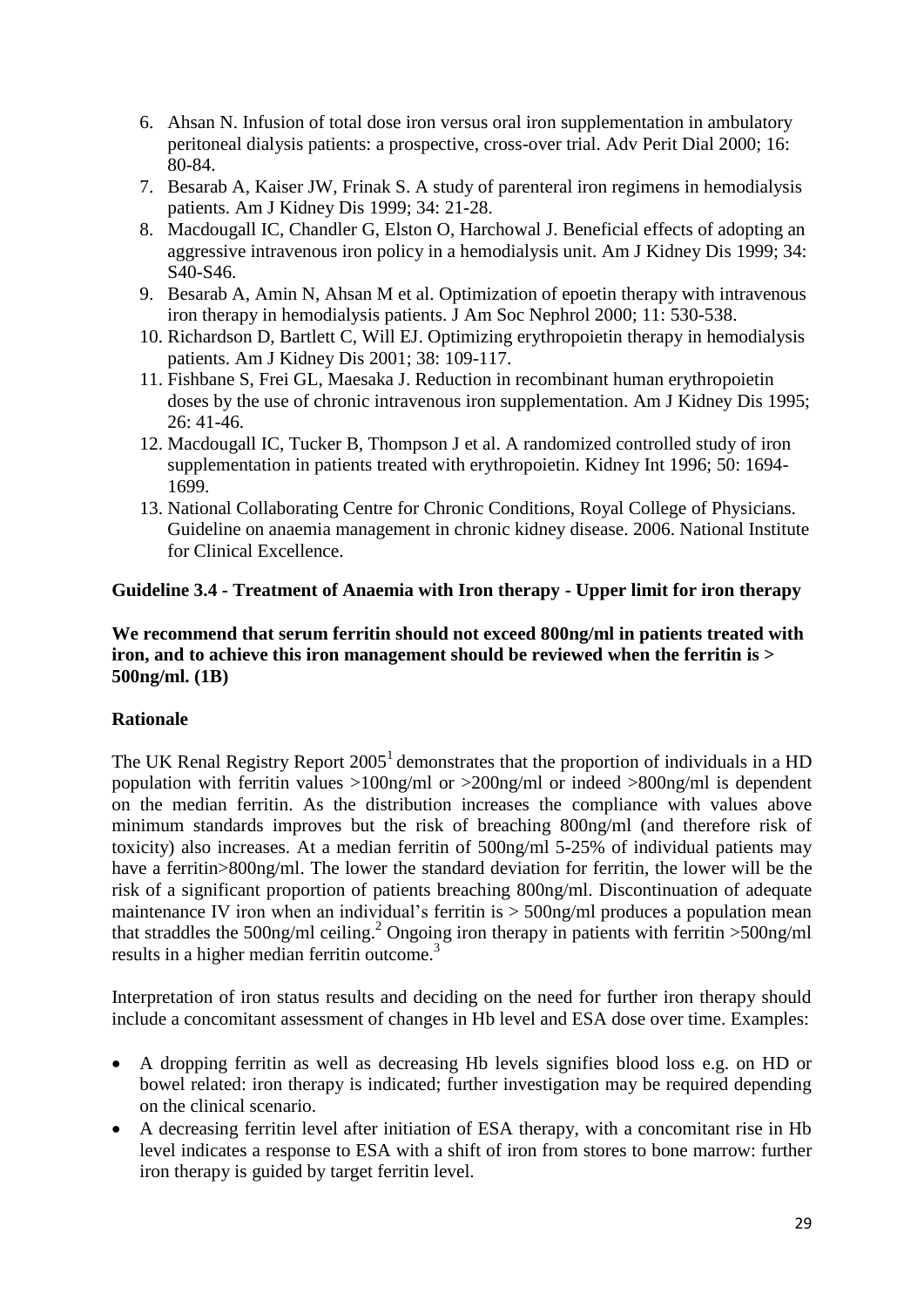6. Ahsan N. Infusion of total dose iron versus oral iron supplementation in ambulatory peritoneal dialysis patients: a prospective, cross-over trial. Adv Perit Dial 2000; 16: 80-84.
7. Besarab A, Kaiser JW, Frinak S. A study of parenteral iron regimens in hemodialysis patients. Am J Kidney Dis 1999; 34: 21-28.
8. Macdougall IC, Chandler G, Elston O, Harchowal J. Beneficial effects of adopting an aggressive intravenous iron policy in a hemodialysis unit. Am J Kidney Dis 1999; 34: S40-S46.
9. Besarab A, Amin N, Ahsan M et al. Optimization of epoetin therapy with intravenous iron therapy in hemodialysis patients. J Am Soc Nephrol 2000; 11: 530-538.
10. Richardson D, Bartlett C, Will EJ. Optimizing erythropoietin therapy in hemodialysis patients. Am J Kidney Dis 2001; 38: 109-117.
11. Fishbane S, Frei GL, Maesaka J. Reduction in recombinant human erythropoietin doses by the use of chronic intravenous iron supplementation. Am J Kidney Dis 1995; 26: 41-46.
12. Macdougall IC, Tucker B, Thompson J et al. A randomized controlled study of iron supplementation in patients treated with erythropoietin. Kidney Int 1996; 50: 1694-1699.
13. National Collaborating Centre for Chronic Conditions, Royal College of Physicians. Guideline on anaemia management in chronic kidney disease. 2006. National Institute for Clinical Excellence.

**Guideline 3.4 - Treatment of Anaemia with Iron therapy - Upper limit for iron therapy**

**We recommend that serum ferritin should not exceed 800ng/ml in patients treated with iron, and to achieve this iron management should be reviewed when the ferritin is > 500ng/ml. (1B)**

**Rationale**

The UK Renal Registry Report 2005[1] demonstrates that the proportion of individuals in a HD population with ferritin values >100ng/ml or >200ng/ml or indeed >800ng/ml is dependent on the median ferritin. As the distribution increases the compliance with values above minimum standards improves but the risk of breaching 800ng/ml (and therefore risk of toxicity) also increases. At a median ferritin of 500ng/ml 5-25% of individual patients may have a ferritin>800ng/ml. The lower the standard deviation for ferritin, the lower will be the risk of a significant proportion of patients breaching 800ng/ml. Discontinuation of adequate maintenance IV iron when an individual's ferritin is > 500ng/ml produces a population mean that straddles the 500ng/ml ceiling.[2] Ongoing iron therapy in patients with ferritin >500ng/ml results in a higher median ferritin outcome.[3]

Interpretation of iron status results and deciding on the need for further iron therapy should include a concomitant assessment of changes in Hb level and ESA dose over time. Examples:

- A dropping ferritin as well as decreasing Hb levels signifies blood loss e.g. on HD or bowel related: iron therapy is indicated; further investigation may be required depending on the clinical scenario.
- A decreasing ferritin level after initiation of ESA therapy, with a concomitant rise in Hb level indicates a response to ESA with a shift of iron from stores to bone marrow: further iron therapy is guided by target ferritin level.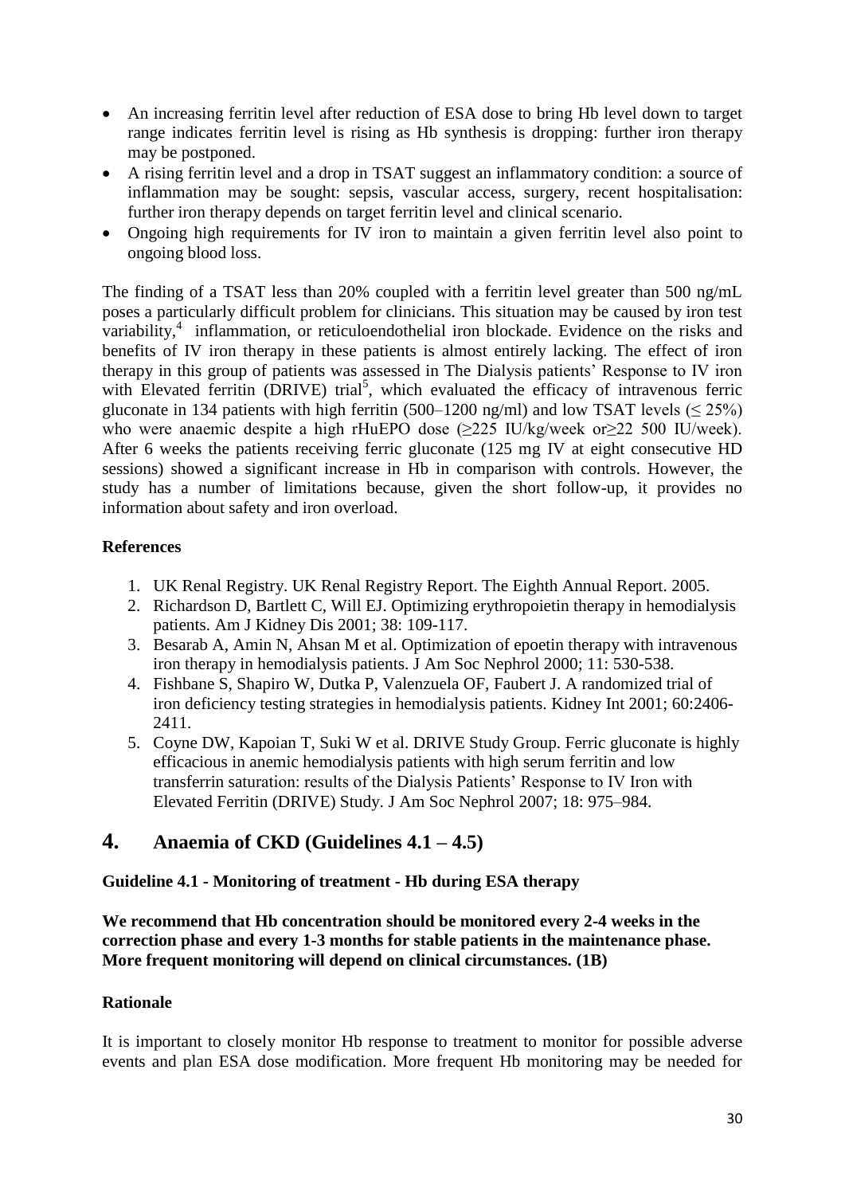- An increasing ferritin level after reduction of ESA dose to bring Hb level down to target range indicates ferritin level is rising as Hb synthesis is dropping: further iron therapy may be postponed.
- A rising ferritin level and a drop in TSAT suggest an inflammatory condition: a source of inflammation may be sought: sepsis, vascular access, surgery, recent hospitalisation: further iron therapy depends on target ferritin level and clinical scenario.
- Ongoing high requirements for IV iron to maintain a given ferritin level also point to ongoing blood loss.

The finding of a TSAT less than 20% coupled with a ferritin level greater than 500 ng/mL poses a particularly difficult problem for clinicians. This situation may be caused by iron test variability,[4] inflammation, or reticuloendothelial iron blockade. Evidence on the risks and benefits of IV iron therapy in these patients is almost entirely lacking. The effect of iron therapy in this group of patients was assessed in The Dialysis patients' Response to IV iron with Elevated ferritin (DRIVE) trial[5], which evaluated the efficacy of intravenous ferric gluconate in 134 patients with high ferritin (500–1200 ng/ml) and low TSAT levels (≤ 25%) who were anaemic despite a high rHuEPO dose (≥225 IU/kg/week or≥22 500 IU/week). After 6 weeks the patients receiving ferric gluconate (125 mg IV at eight consecutive HD sessions) showed a significant increase in Hb in comparison with controls. However, the study has a number of limitations because, given the short follow-up, it provides no information about safety and iron overload.

**References**

1. UK Renal Registry. UK Renal Registry Report. The Eighth Annual Report. 2005.
2. Richardson D, Bartlett C, Will EJ. Optimizing erythropoietin therapy in hemodialysis patients. Am J Kidney Dis 2001; 38: 109-117.
3. Besarab A, Amin N, Ahsan M et al. Optimization of epoetin therapy with intravenous iron therapy in hemodialysis patients. J Am Soc Nephrol 2000; 11: 530-538.
4. Fishbane S, Shapiro W, Dutka P, Valenzuela OF, Faubert J. A randomized trial of iron deficiency testing strategies in hemodialysis patients. Kidney Int 2001; 60:2406-2411.
5. Coyne DW, Kapoian T, Suki W et al. DRIVE Study Group. Ferric gluconate is highly efficacious in anemic hemodialysis patients with high serum ferritin and low transferrin saturation: results of the Dialysis Patients' Response to IV Iron with Elevated Ferritin (DRIVE) Study. J Am Soc Nephrol 2007; 18: 975–984.

## 4. Anaemia of CKD (Guidelines 4.1 – 4.5)

### Guideline 4.1 - Monitoring of treatment - Hb during ESA therapy

**We recommend that Hb concentration should be monitored every 2-4 weeks in the correction phase and every 1-3 months for stable patients in the maintenance phase. More frequent monitoring will depend on clinical circumstances. (1B)**

**Rationale**

It is important to closely monitor Hb response to treatment to monitor for possible adverse events and plan ESA dose modification. More frequent Hb monitoring may be needed for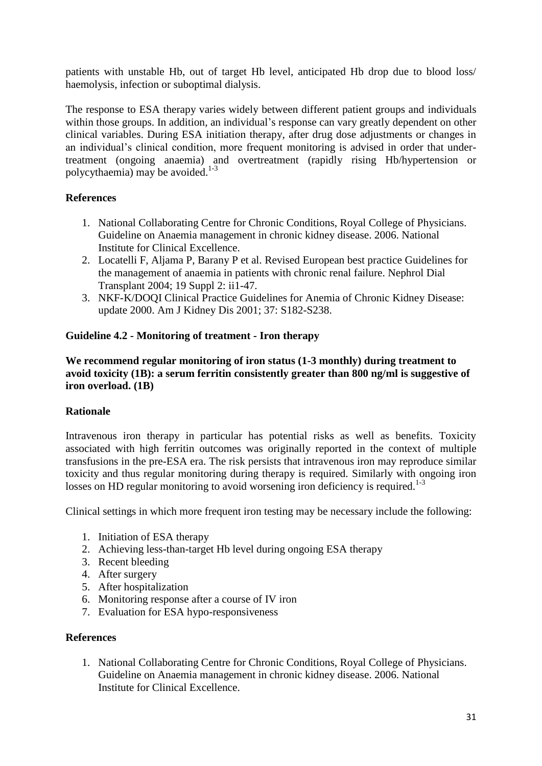patients with unstable Hb, out of target Hb level, anticipated Hb drop due to blood loss/ haemolysis, infection or suboptimal dialysis.

The response to ESA therapy varies widely between different patient groups and individuals within those groups. In addition, an individual's response can vary greatly dependent on other clinical variables. During ESA initiation therapy, after drug dose adjustments or changes in an individual's clinical condition, more frequent monitoring is advised in order that under-treatment (ongoing anaemia) and overtreatment (rapidly rising Hb/hypertension or polycythaemia) may be avoided.[1-3]

**References**

1. National Collaborating Centre for Chronic Conditions, Royal College of Physicians. Guideline on Anaemia management in chronic kidney disease. 2006. National Institute for Clinical Excellence.
2. Locatelli F, Aljama P, Barany P et al. Revised European best practice Guidelines for the management of anaemia in patients with chronic renal failure. Nephrol Dial Transplant 2004; 19 Suppl 2: ii1-47.
3. NKF-K/DOQI Clinical Practice Guidelines for Anemia of Chronic Kidney Disease: update 2000. Am J Kidney Dis 2001; 37: S182-S238.

**Guideline 4.2 - Monitoring of treatment - Iron therapy**

**We recommend regular monitoring of iron status (1-3 monthly) during treatment to avoid toxicity (1B): a serum ferritin consistently greater than 800 ng/ml is suggestive of iron overload. (1B)**

**Rationale**

Intravenous iron therapy in particular has potential risks as well as benefits. Toxicity associated with high ferritin outcomes was originally reported in the context of multiple transfusions in the pre-ESA era. The risk persists that intravenous iron may reproduce similar toxicity and thus regular monitoring during therapy is required. Similarly with ongoing iron losses on HD regular monitoring to avoid worsening iron deficiency is required.[1-3]

Clinical settings in which more frequent iron testing may be necessary include the following:

1. Initiation of ESA therapy
2. Achieving less-than-target Hb level during ongoing ESA therapy
3. Recent bleeding
4. After surgery
5. After hospitalization
6. Monitoring response after a course of IV iron
7. Evaluation for ESA hypo-responsiveness

**References**

1. National Collaborating Centre for Chronic Conditions, Royal College of Physicians. Guideline on Anaemia management in chronic kidney disease. 2006. National Institute for Clinical Excellence.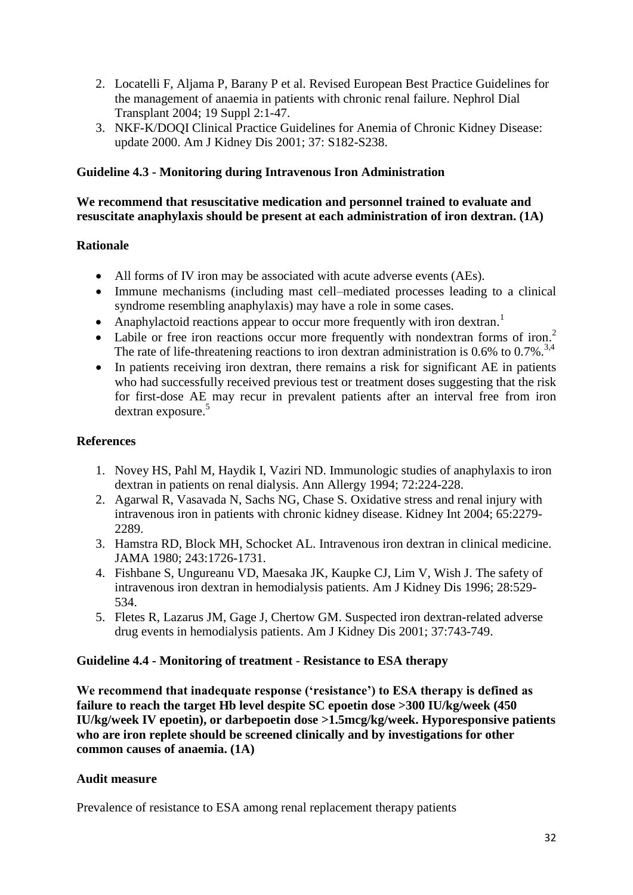2. Locatelli F, Aljama P, Barany P et al. Revised European Best Practice Guidelines for the management of anaemia in patients with chronic renal failure. Nephrol Dial Transplant 2004; 19 Suppl 2:1-47.
3. NKF-K/DOQI Clinical Practice Guidelines for Anemia of Chronic Kidney Disease: update 2000. Am J Kidney Dis 2001; 37: S182-S238.

### Guideline 4.3 - Monitoring during Intravenous Iron Administration

**We recommend that resuscitative medication and personnel trained to evaluate and resuscitate anaphylaxis should be present at each administration of iron dextran. (1A)**

#### Rationale

- All forms of IV iron may be associated with acute adverse events (AEs).
- Immune mechanisms (including mast cell–mediated processes leading to a clinical syndrome resembling anaphylaxis) may have a role in some cases.
- Anaphylactoid reactions appear to occur more frequently with iron dextran.[1]
- Labile or free iron reactions occur more frequently with nondextran forms of iron.[2] The rate of life-threatening reactions to iron dextran administration is 0.6% to 0.7%.[3,4]
- In patients receiving iron dextran, there remains a risk for significant AE in patients who had successfully received previous test or treatment doses suggesting that the risk for first-dose AE may recur in prevalent patients after an interval free from iron dextran exposure.[5]

#### References

1. Novey HS, Pahl M, Haydik I, Vaziri ND. Immunologic studies of anaphylaxis to iron dextran in patients on renal dialysis. Ann Allergy 1994; 72:224-228.
2. Agarwal R, Vasavada N, Sachs NG, Chase S. Oxidative stress and renal injury with intravenous iron in patients with chronic kidney disease. Kidney Int 2004; 65:2279-2289.
3. Hamstra RD, Block MH, Schocket AL. Intravenous iron dextran in clinical medicine. JAMA 1980; 243:1726-1731.
4. Fishbane S, Ungureanu VD, Maesaka JK, Kaupke CJ, Lim V, Wish J. The safety of intravenous iron dextran in hemodialysis patients. Am J Kidney Dis 1996; 28:529-534.
5. Fletes R, Lazarus JM, Gage J, Chertow GM. Suspected iron dextran-related adverse drug events in hemodialysis patients. Am J Kidney Dis 2001; 37:743-749.

### Guideline 4.4 - Monitoring of treatment - Resistance to ESA therapy

**We recommend that inadequate response ('resistance') to ESA therapy is defined as failure to reach the target Hb level despite SC epoetin dose >300 IU/kg/week (450 IU/kg/week IV epoetin), or darbepoetin dose >1.5mcg/kg/week. Hyporesponsive patients who are iron replete should be screened clinically and by investigations for other common causes of anaemia. (1A)**

#### Audit measure

Prevalence of resistance to ESA among renal replacement therapy patients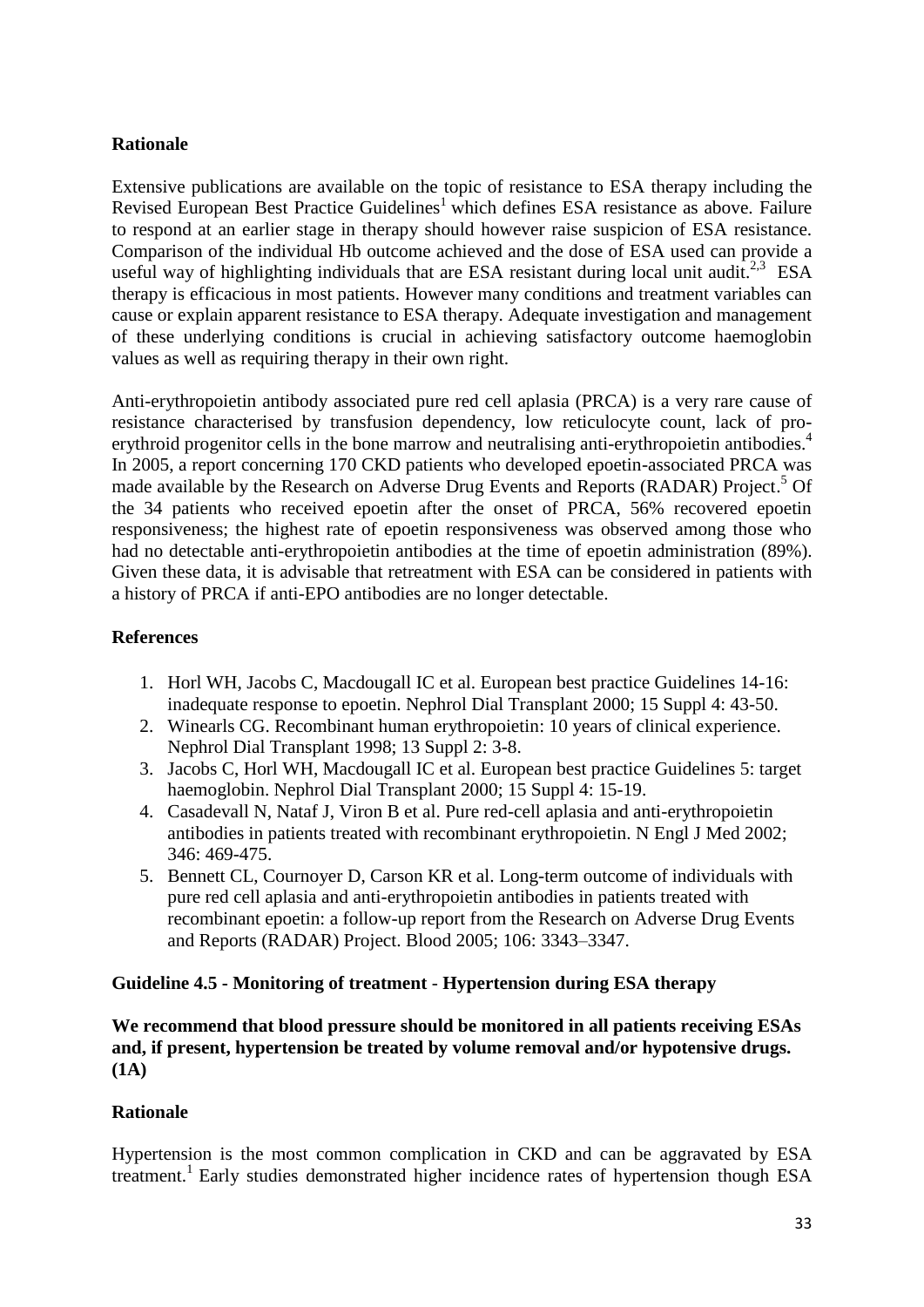**Rationale**

Extensive publications are available on the topic of resistance to ESA therapy including the Revised European Best Practice Guidelines[1] which defines ESA resistance as above. Failure to respond at an earlier stage in therapy should however raise suspicion of ESA resistance. Comparison of the individual Hb outcome achieved and the dose of ESA used can provide a useful way of highlighting individuals that are ESA resistant during local unit audit.[2,3] ESA therapy is efficacious in most patients. However many conditions and treatment variables can cause or explain apparent resistance to ESA therapy. Adequate investigation and management of these underlying conditions is crucial in achieving satisfactory outcome haemoglobin values as well as requiring therapy in their own right.

Anti-erythropoietin antibody associated pure red cell aplasia (PRCA) is a very rare cause of resistance characterised by transfusion dependency, low reticulocyte count, lack of pro-erythroid progenitor cells in the bone marrow and neutralising anti-erythropoietin antibodies.[4] In 2005, a report concerning 170 CKD patients who developed epoetin-associated PRCA was made available by the Research on Adverse Drug Events and Reports (RADAR) Project.[5] Of the 34 patients who received epoetin after the onset of PRCA, 56% recovered epoetin responsiveness; the highest rate of epoetin responsiveness was observed among those who had no detectable anti-erythropoietin antibodies at the time of epoetin administration (89%). Given these data, it is advisable that retreatment with ESA can be considered in patients with a history of PRCA if anti-EPO antibodies are no longer detectable.

**References**

1. Horl WH, Jacobs C, Macdougall IC et al. European best practice Guidelines 14-16: inadequate response to epoetin. Nephrol Dial Transplant 2000; 15 Suppl 4: 43-50.
2. Winearls CG. Recombinant human erythropoietin: 10 years of clinical experience. Nephrol Dial Transplant 1998; 13 Suppl 2: 3-8.
3. Jacobs C, Horl WH, Macdougall IC et al. European best practice Guidelines 5: target haemoglobin. Nephrol Dial Transplant 2000; 15 Suppl 4: 15-19.
4. Casadevall N, Nataf J, Viron B et al. Pure red-cell aplasia and anti-erythropoietin antibodies in patients treated with recombinant erythropoietin. N Engl J Med 2002; 346: 469-475.
5. Bennett CL, Cournoyer D, Carson KR et al. Long-term outcome of individuals with pure red cell aplasia and anti-erythropoietin antibodies in patients treated with recombinant epoetin: a follow-up report from the Research on Adverse Drug Events and Reports (RADAR) Project. Blood 2005; 106: 3343–3347.

**Guideline 4.5 - Monitoring of treatment - Hypertension during ESA therapy**

**We recommend that blood pressure should be monitored in all patients receiving ESAs and, if present, hypertension be treated by volume removal and/or hypotensive drugs. (1A)**

**Rationale**

Hypertension is the most common complication in CKD and can be aggravated by ESA treatment.[1] Early studies demonstrated higher incidence rates of hypertension though ESA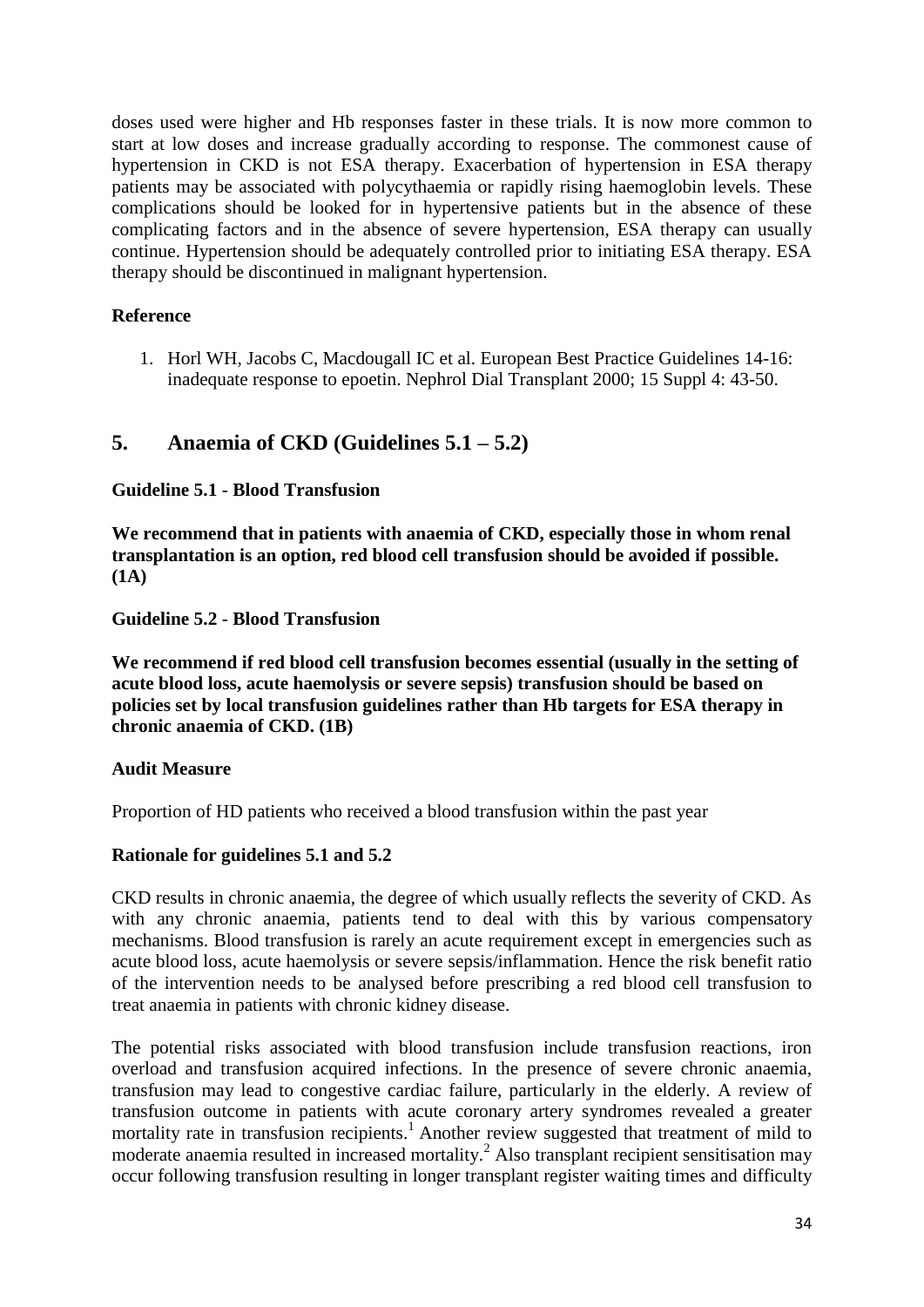doses used were higher and Hb responses faster in these trials. It is now more common to start at low doses and increase gradually according to response. The commonest cause of hypertension in CKD is not ESA therapy. Exacerbation of hypertension in ESA therapy patients may be associated with polycythaemia or rapidly rising haemoglobin levels. These complications should be looked for in hypertensive patients but in the absence of these complicating factors and in the absence of severe hypertension, ESA therapy can usually continue. Hypertension should be adequately controlled prior to initiating ESA therapy. ESA therapy should be discontinued in malignant hypertension.

**Reference**

1. Horl WH, Jacobs C, Macdougall IC et al. European Best Practice Guidelines 14-16: inadequate response to epoetin. Nephrol Dial Transplant 2000; 15 Suppl 4: 43-50.

## 5. Anaemia of CKD (Guidelines 5.1 – 5.2)

**Guideline 5.1 - Blood Transfusion**

**We recommend that in patients with anaemia of CKD, especially those in whom renal transplantation is an option, red blood cell transfusion should be avoided if possible. (1A)**

**Guideline 5.2 - Blood Transfusion**

**We recommend if red blood cell transfusion becomes essential (usually in the setting of acute blood loss, acute haemolysis or severe sepsis) transfusion should be based on policies set by local transfusion guidelines rather than Hb targets for ESA therapy in chronic anaemia of CKD. (1B)**

**Audit Measure**

Proportion of HD patients who received a blood transfusion within the past year

**Rationale for guidelines 5.1 and 5.2**

CKD results in chronic anaemia, the degree of which usually reflects the severity of CKD. As with any chronic anaemia, patients tend to deal with this by various compensatory mechanisms. Blood transfusion is rarely an acute requirement except in emergencies such as acute blood loss, acute haemolysis or severe sepsis/inflammation. Hence the risk benefit ratio of the intervention needs to be analysed before prescribing a red blood cell transfusion to treat anaemia in patients with chronic kidney disease.

The potential risks associated with blood transfusion include transfusion reactions, iron overload and transfusion acquired infections. In the presence of severe chronic anaemia, transfusion may lead to congestive cardiac failure, particularly in the elderly. A review of transfusion outcome in patients with acute coronary artery syndromes revealed a greater mortality rate in transfusion recipients.[1] Another review suggested that treatment of mild to moderate anaemia resulted in increased mortality.[2] Also transplant recipient sensitisation may occur following transfusion resulting in longer transplant register waiting times and difficulty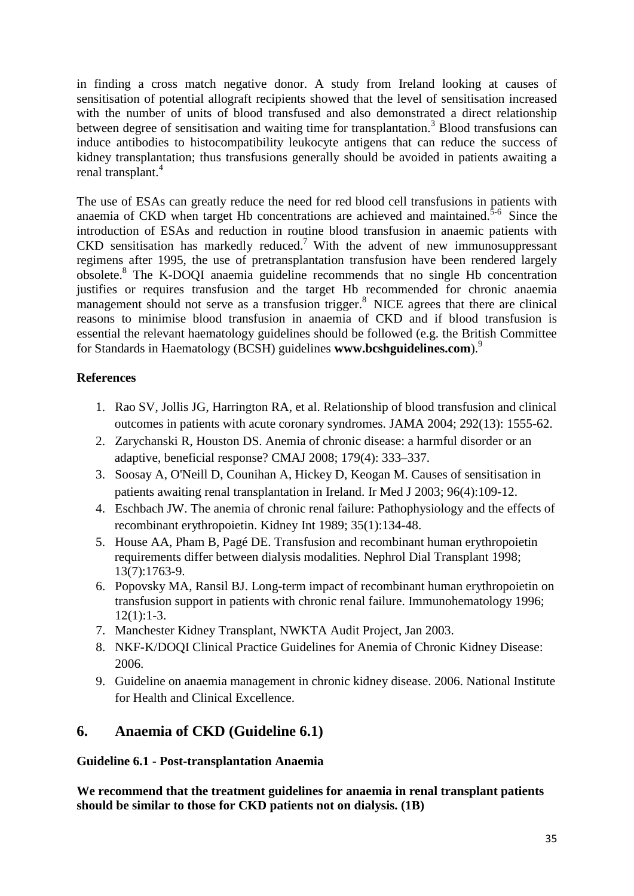in finding a cross match negative donor. A study from Ireland looking at causes of sensitisation of potential allograft recipients showed that the level of sensitisation increased with the number of units of blood transfused and also demonstrated a direct relationship between degree of sensitisation and waiting time for transplantation.[3] Blood transfusions can induce antibodies to histocompatibility leukocyte antigens that can reduce the success of kidney transplantation; thus transfusions generally should be avoided in patients awaiting a renal transplant.[4]

The use of ESAs can greatly reduce the need for red blood cell transfusions in patients with anaemia of CKD when target Hb concentrations are achieved and maintained.[5-6] Since the introduction of ESAs and reduction in routine blood transfusion in anaemic patients with CKD sensitisation has markedly reduced.[7] With the advent of new immunosuppressant regimens after 1995, the use of pretransplantation transfusion have been rendered largely obsolete.[8] The K-DOQI anaemia guideline recommends that no single Hb concentration justifies or requires transfusion and the target Hb recommended for chronic anaemia management should not serve as a transfusion trigger.[8] NICE agrees that there are clinical reasons to minimise blood transfusion in anaemia of CKD and if blood transfusion is essential the relevant haematology guidelines should be followed (e.g. the British Committee for Standards in Haematology (BCSH) guidelines **www.bcshguidelines.com**).[9]

**References**

1. Rao SV, Jollis JG, Harrington RA, et al. Relationship of blood transfusion and clinical outcomes in patients with acute coronary syndromes. JAMA 2004; 292(13): 1555-62.
2. Zarychanski R, Houston DS. Anemia of chronic disease: a harmful disorder or an adaptive, beneficial response? CMAJ 2008; 179(4): 333–337.
3. Soosay A, O'Neill D, Counihan A, Hickey D, Keogan M. Causes of sensitisation in patients awaiting renal transplantation in Ireland. Ir Med J 2003; 96(4):109-12.
4. Eschbach JW. The anemia of chronic renal failure: Pathophysiology and the effects of recombinant erythropoietin. Kidney Int 1989; 35(1):134-48.
5. House AA, Pham B, Pagé DE. Transfusion and recombinant human erythropoietin requirements differ between dialysis modalities. Nephrol Dial Transplant 1998; 13(7):1763-9.
6. Popovsky MA, Ransil BJ. Long-term impact of recombinant human erythropoietin on transfusion support in patients with chronic renal failure. Immunohematology 1996; 12(1):1-3.
7. Manchester Kidney Transplant, NWKTA Audit Project, Jan 2003.
8. NKF-K/DOQI Clinical Practice Guidelines for Anemia of Chronic Kidney Disease: 2006.
9. Guideline on anaemia management in chronic kidney disease. 2006. National Institute for Health and Clinical Excellence.

## 6. Anaemia of CKD (Guideline 6.1)

**Guideline 6.1 - Post-transplantation Anaemia**

**We recommend that the treatment guidelines for anaemia in renal transplant patients should be similar to those for CKD patients not on dialysis. (1B)**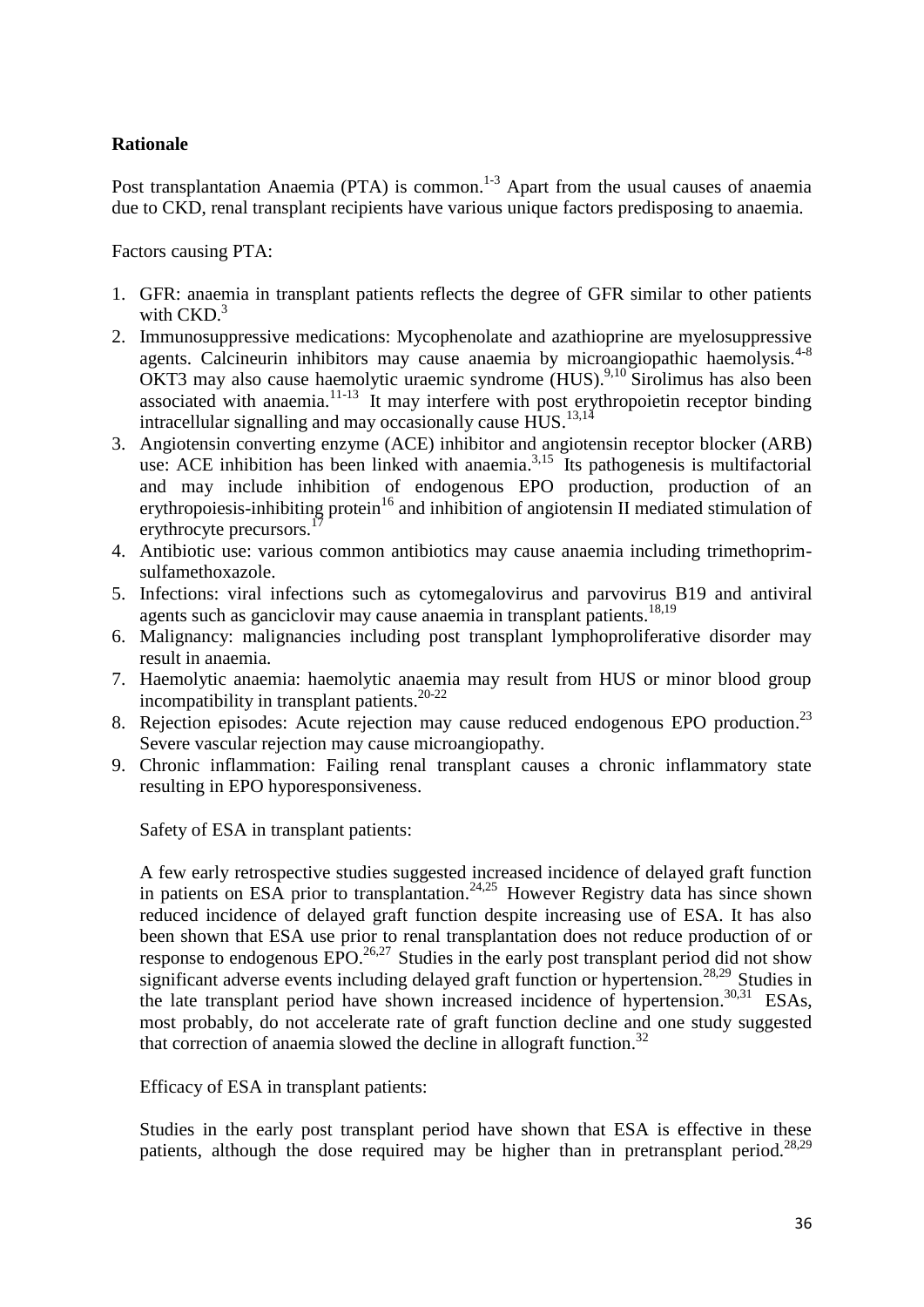**Rationale**

Post transplantation Anaemia (PTA) is common.[1-3] Apart from the usual causes of anaemia due to CKD, renal transplant recipients have various unique factors predisposing to anaemia.

Factors causing PTA:

1. GFR: anaemia in transplant patients reflects the degree of GFR similar to other patients with CKD.[3]
2. Immunosuppressive medications: Mycophenolate and azathioprine are myelosuppressive agents. Calcineurin inhibitors may cause anaemia by microangiopathic haemolysis.[4-8] OKT3 may also cause haemolytic uraemic syndrome (HUS).[9,10] Sirolimus has also been associated with anaemia.[11-13] It may interfere with post erythropoietin receptor binding intracellular signalling and may occasionally cause HUS.[13,14]
3. Angiotensin converting enzyme (ACE) inhibitor and angiotensin receptor blocker (ARB) use: ACE inhibition has been linked with anaemia.[3,15] Its pathogenesis is multifactorial and may include inhibition of endogenous EPO production, production of an erythropoiesis-inhibiting protein[16] and inhibition of angiotensin II mediated stimulation of erythrocyte precursors.[17]
4. Antibiotic use: various common antibiotics may cause anaemia including trimethoprim-sulfamethoxazole.
5. Infections: viral infections such as cytomegalovirus and parvovirus B19 and antiviral agents such as ganciclovir may cause anaemia in transplant patients.[18,19]
6. Malignancy: malignancies including post transplant lymphoproliferative disorder may result in anaemia.
7. Haemolytic anaemia: haemolytic anaemia may result from HUS or minor blood group incompatibility in transplant patients.[20-22]
8. Rejection episodes: Acute rejection may cause reduced endogenous EPO production.[23] Severe vascular rejection may cause microangiopathy.
9. Chronic inflammation: Failing renal transplant causes a chronic inflammatory state resulting in EPO hyporesponsiveness.

Safety of ESA in transplant patients:

A few early retrospective studies suggested increased incidence of delayed graft function in patients on ESA prior to transplantation.[24,25] However Registry data has since shown reduced incidence of delayed graft function despite increasing use of ESA. It has also been shown that ESA use prior to renal transplantation does not reduce production of or response to endogenous EPO.[26,27] Studies in the early post transplant period did not show significant adverse events including delayed graft function or hypertension.[28,29] Studies in the late transplant period have shown increased incidence of hypertension.[30,31] ESAs, most probably, do not accelerate rate of graft function decline and one study suggested that correction of anaemia slowed the decline in allograft function.[32]

Efficacy of ESA in transplant patients:

Studies in the early post transplant period have shown that ESA is effective in these patients, although the dose required may be higher than in pretransplant period.[28,29]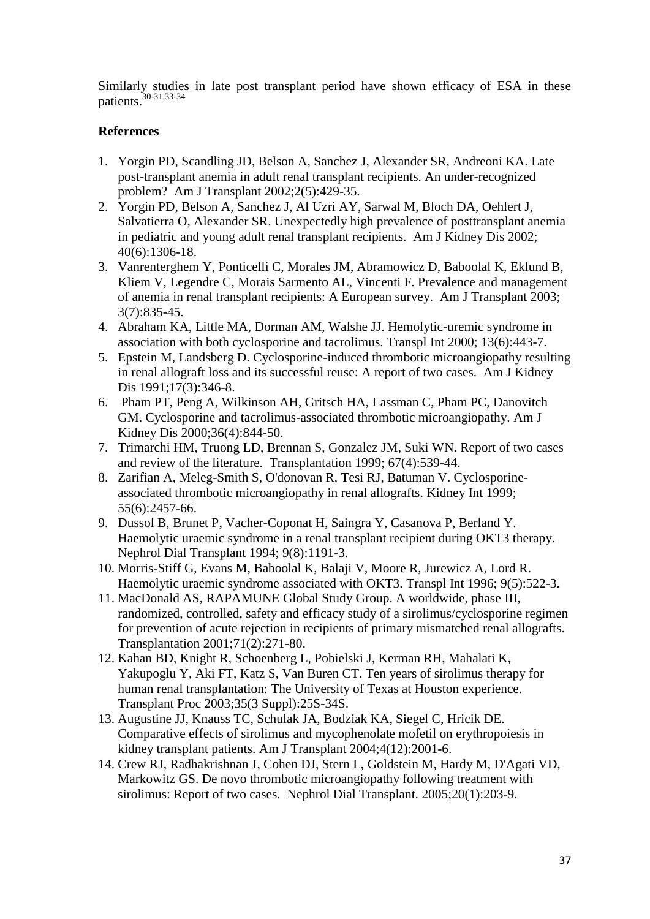Similarly studies in late post transplant period have shown efficacy of ESA in these patients.[30-31,33-34]

**References**

1. Yorgin PD, Scandling JD, Belson A, Sanchez J, Alexander SR, Andreoni KA. Late post-transplant anemia in adult renal transplant recipients. An under-recognized problem? Am J Transplant 2002;2(5):429-35.
2. Yorgin PD, Belson A, Sanchez J, Al Uzri AY, Sarwal M, Bloch DA, Oehlert J, Salvatierra O, Alexander SR. Unexpectedly high prevalence of posttransplant anemia in pediatric and young adult renal transplant recipients. Am J Kidney Dis 2002; 40(6):1306-18.
3. Vanrenterghem Y, Ponticelli C, Morales JM, Abramowicz D, Baboolal K, Eklund B, Kliem V, Legendre C, Morais Sarmento AL, Vincenti F. Prevalence and management of anemia in renal transplant recipients: A European survey. Am J Transplant 2003; 3(7):835-45.
4. Abraham KA, Little MA, Dorman AM, Walshe JJ. Hemolytic-uremic syndrome in association with both cyclosporine and tacrolimus. Transpl Int 2000; 13(6):443-7.
5. Epstein M, Landsberg D. Cyclosporine-induced thrombotic microangiopathy resulting in renal allograft loss and its successful reuse: A report of two cases. Am J Kidney Dis 1991;17(3):346-8.
6. Pham PT, Peng A, Wilkinson AH, Gritsch HA, Lassman C, Pham PC, Danovitch GM. Cyclosporine and tacrolimus-associated thrombotic microangiopathy. Am J Kidney Dis 2000;36(4):844-50.
7. Trimarchi HM, Truong LD, Brennan S, Gonzalez JM, Suki WN. Report of two cases and review of the literature. Transplantation 1999; 67(4):539-44.
8. Zarifian A, Meleg-Smith S, O'donovan R, Tesi RJ, Batuman V. Cyclosporine-associated thrombotic microangiopathy in renal allografts. Kidney Int 1999; 55(6):2457-66.
9. Dussol B, Brunet P, Vacher-Coponat H, Saingra Y, Casanova P, Berland Y. Haemolytic uraemic syndrome in a renal transplant recipient during OKT3 therapy. Nephrol Dial Transplant 1994; 9(8):1191-3.
10. Morris-Stiff G, Evans M, Baboolal K, Balaji V, Moore R, Jurewicz A, Lord R. Haemolytic uraemic syndrome associated with OKT3. Transpl Int 1996; 9(5):522-3.
11. MacDonald AS, RAPAMUNE Global Study Group. A worldwide, phase III, randomized, controlled, safety and efficacy study of a sirolimus/cyclosporine regimen for prevention of acute rejection in recipients of primary mismatched renal allografts. Transplantation 2001;71(2):271-80.
12. Kahan BD, Knight R, Schoenberg L, Pobielski J, Kerman RH, Mahalati K, Yakupoglu Y, Aki FT, Katz S, Van Buren CT. Ten years of sirolimus therapy for human renal transplantation: The University of Texas at Houston experience. Transplant Proc 2003;35(3 Suppl):25S-34S.
13. Augustine JJ, Knauss TC, Schulak JA, Bodziak KA, Siegel C, Hricik DE. Comparative effects of sirolimus and mycophenolate mofetil on erythropoiesis in kidney transplant patients. Am J Transplant 2004;4(12):2001-6.
14. Crew RJ, Radhakrishnan J, Cohen DJ, Stern L, Goldstein M, Hardy M, D'Agati VD, Markowitz GS. De novo thrombotic microangiopathy following treatment with sirolimus: Report of two cases. Nephrol Dial Transplant. 2005;20(1):203-9.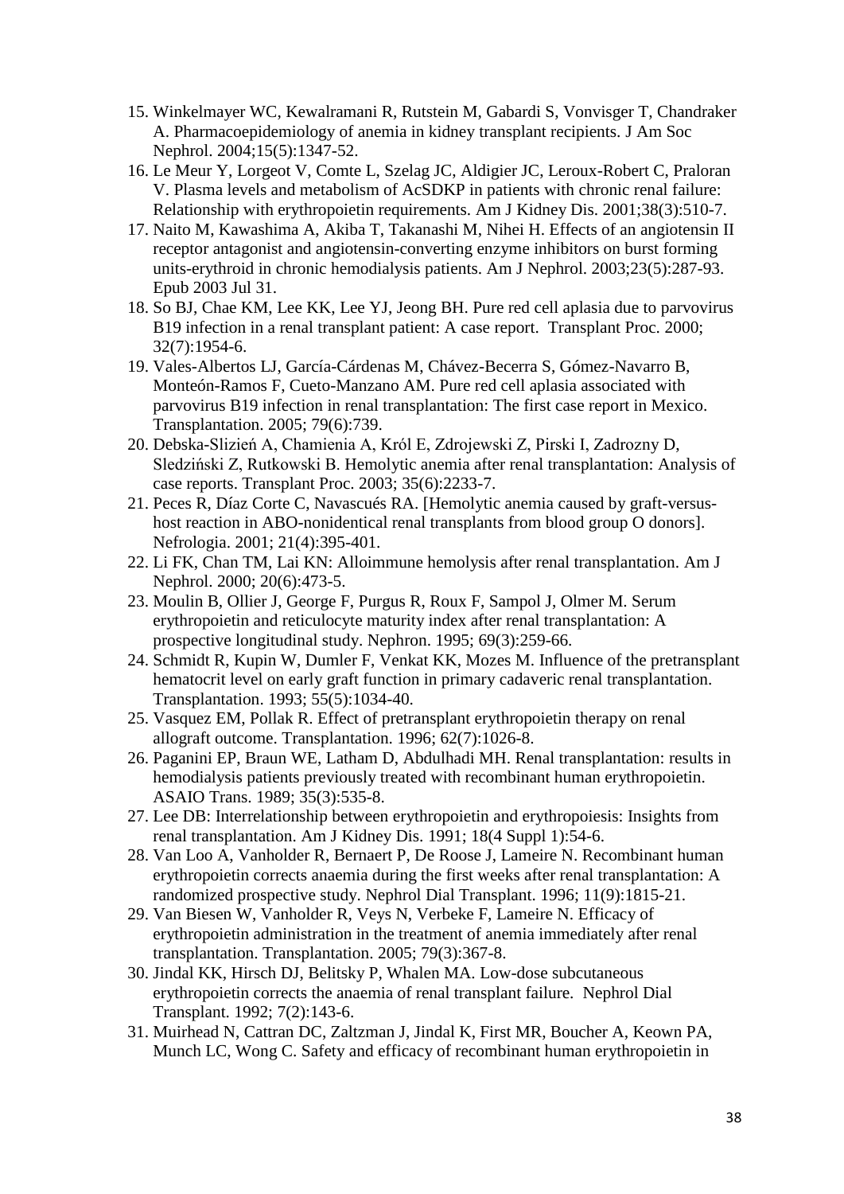15. Winkelmayer WC, Kewalramani R, Rutstein M, Gabardi S, Vonvisger T, Chandraker A. Pharmacoepidemiology of anemia in kidney transplant recipients. J Am Soc Nephrol. 2004;15(5):1347-52.
16. Le Meur Y, Lorgeot V, Comte L, Szelag JC, Aldigier JC, Leroux-Robert C, Praloran V. Plasma levels and metabolism of AcSDKP in patients with chronic renal failure: Relationship with erythropoietin requirements. Am J Kidney Dis. 2001;38(3):510-7.
17. Naito M, Kawashima A, Akiba T, Takanashi M, Nihei H. Effects of an angiotensin II receptor antagonist and angiotensin-converting enzyme inhibitors on burst forming units-erythroid in chronic hemodialysis patients. Am J Nephrol. 2003;23(5):287-93. Epub 2003 Jul 31.
18. So BJ, Chae KM, Lee KK, Lee YJ, Jeong BH. Pure red cell aplasia due to parvovirus B19 infection in a renal transplant patient: A case report. Transplant Proc. 2000; 32(7):1954-6.
19. Vales-Albertos LJ, García-Cárdenas M, Chávez-Becerra S, Gómez-Navarro B, Monteón-Ramos F, Cueto-Manzano AM. Pure red cell aplasia associated with parvovirus B19 infection in renal transplantation: The first case report in Mexico. Transplantation. 2005; 79(6):739.
20. Debska-Slizień A, Chamienia A, Król E, Zdrojewski Z, Pirski I, Zadrozny D, Sledziński Z, Rutkowski B. Hemolytic anemia after renal transplantation: Analysis of case reports. Transplant Proc. 2003; 35(6):2233-7.
21. Peces R, Díaz Corte C, Navascués RA. [Hemolytic anemia caused by graft-versus-host reaction in ABO-nonidentical renal transplants from blood group O donors]. Nefrologia. 2001; 21(4):395-401.
22. Li FK, Chan TM, Lai KN: Alloimmune hemolysis after renal transplantation. Am J Nephrol. 2000; 20(6):473-5.
23. Moulin B, Ollier J, George F, Purgus R, Roux F, Sampol J, Olmer M. Serum erythropoietin and reticulocyte maturity index after renal transplantation: A prospective longitudinal study. Nephron. 1995; 69(3):259-66.
24. Schmidt R, Kupin W, Dumler F, Venkat KK, Mozes M. Influence of the pretransplant hematocrit level on early graft function in primary cadaveric renal transplantation. Transplantation. 1993; 55(5):1034-40.
25. Vasquez EM, Pollak R. Effect of pretransplant erythropoietin therapy on renal allograft outcome. Transplantation. 1996; 62(7):1026-8.
26. Paganini EP, Braun WE, Latham D, Abdulhadi MH. Renal transplantation: results in hemodialysis patients previously treated with recombinant human erythropoietin. ASAIO Trans. 1989; 35(3):535-8.
27. Lee DB: Interrelationship between erythropoietin and erythropoiesis: Insights from renal transplantation. Am J Kidney Dis. 1991; 18(4 Suppl 1):54-6.
28. Van Loo A, Vanholder R, Bernaert P, De Roose J, Lameire N. Recombinant human erythropoietin corrects anaemia during the first weeks after renal transplantation: A randomized prospective study. Nephrol Dial Transplant. 1996; 11(9):1815-21.
29. Van Biesen W, Vanholder R, Veys N, Verbeke F, Lameire N. Efficacy of erythropoietin administration in the treatment of anemia immediately after renal transplantation. Transplantation. 2005; 79(3):367-8.
30. Jindal KK, Hirsch DJ, Belitsky P, Whalen MA. Low-dose subcutaneous erythropoietin corrects the anaemia of renal transplant failure. Nephrol Dial Transplant. 1992; 7(2):143-6.
31. Muirhead N, Cattran DC, Zaltzman J, Jindal K, First MR, Boucher A, Keown PA, Munch LC, Wong C. Safety and efficacy of recombinant human erythropoietin in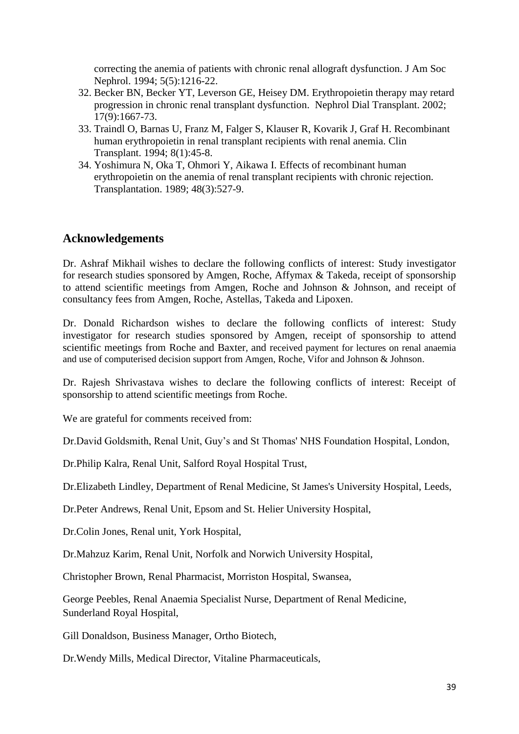correcting the anemia of patients with chronic renal allograft dysfunction. J Am Soc Nephrol. 1994; 5(5):1216-22.

32. Becker BN, Becker YT, Leverson GE, Heisey DM. Erythropoietin therapy may retard progression in chronic renal transplant dysfunction. Nephrol Dial Transplant. 2002; 17(9):1667-73.
33. Traindl O, Barnas U, Franz M, Falger S, Klauser R, Kovarik J, Graf H. Recombinant human erythropoietin in renal transplant recipients with renal anemia. Clin Transplant. 1994; 8(1):45-8.
34. Yoshimura N, Oka T, Ohmori Y, Aikawa I. Effects of recombinant human erythropoietin on the anemia of renal transplant recipients with chronic rejection. Transplantation. 1989; 48(3):527-9.

## Acknowledgements

Dr. Ashraf Mikhail wishes to declare the following conflicts of interest: Study investigator for research studies sponsored by Amgen, Roche, Affymax & Takeda, receipt of sponsorship to attend scientific meetings from Amgen, Roche and Johnson & Johnson, and receipt of consultancy fees from Amgen, Roche, Astellas, Takeda and Lipoxen.

Dr. Donald Richardson wishes to declare the following conflicts of interest: Study investigator for research studies sponsored by Amgen, receipt of sponsorship to attend scientific meetings from Roche and Baxter, and received payment for lectures on renal anaemia and use of computerised decision support from Amgen, Roche, Vifor and Johnson & Johnson.

Dr. Rajesh Shrivastava wishes to declare the following conflicts of interest: Receipt of sponsorship to attend scientific meetings from Roche.

We are grateful for comments received from:

Dr.David Goldsmith, Renal Unit, Guy's and St Thomas' NHS Foundation Hospital, London,

Dr.Philip Kalra, Renal Unit, Salford Royal Hospital Trust,

Dr.Elizabeth Lindley, Department of Renal Medicine, St James's University Hospital, Leeds,

Dr.Peter Andrews, Renal Unit, Epsom and St. Helier University Hospital,

Dr.Colin Jones, Renal unit, York Hospital,

Dr.Mahzuz Karim, Renal Unit, Norfolk and Norwich University Hospital,

Christopher Brown, Renal Pharmacist, Morriston Hospital, Swansea,

George Peebles, Renal Anaemia Specialist Nurse, Department of Renal Medicine, Sunderland Royal Hospital,

Gill Donaldson, Business Manager, Ortho Biotech,

Dr.Wendy Mills, Medical Director, Vitaline Pharmaceuticals,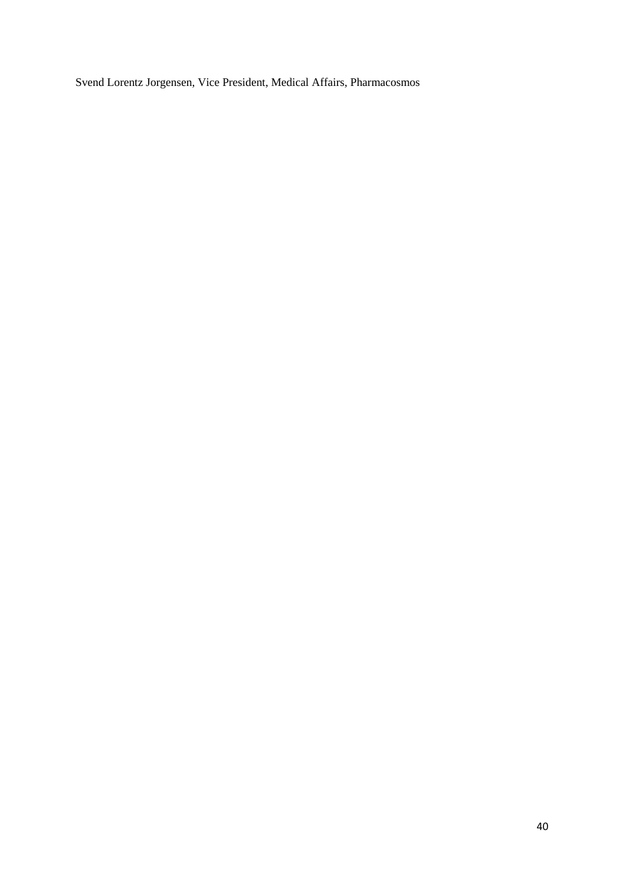Svend Lorentz Jorgensen, Vice President, Medical Affairs, Pharmacosmos